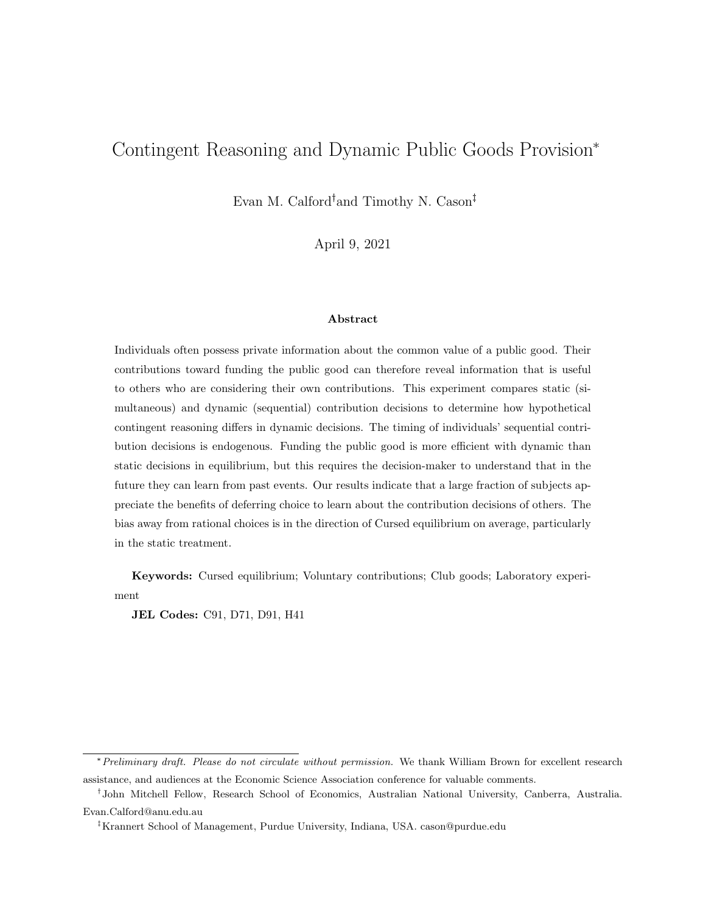# Contingent Reasoning and Dynamic Public Goods Provision*

Evan M. Calford[†] and Timothy N. Cason[‡]

April 9, 2021

### Abstract

Individuals often possess private information about the common value of a public good. Their contributions toward funding the public good can therefore reveal information that is useful to others who are considering their own contributions. This experiment compares static (simultaneous) and dynamic (sequential) contribution decisions to determine how hypothetical contingent reasoning differs in dynamic decisions. The timing of individuals' sequential contribution decisions is endogenous. Funding the public good is more efficient with dynamic than static decisions in equilibrium, but this requires the decision-maker to understand that in the future they can learn from past events. Our results indicate that a large fraction of subjects appreciate the benefits of deferring choice to learn about the contribution decisions of others. The bias away from rational choices is in the direction of Cursed equilibrium on average, particularly in the static treatment.

**Keywords:** Cursed equilibrium; Voluntary contributions; Club goods; Laboratory experiment

**JEL Codes:** C91, D71, D91, H41

---

* *Preliminary draft. Please do not circulate without permission.* We thank William Brown for excellent research assistance, and audiences at the Economic Science Association conference for valuable comments.

[†] John Mitchell Fellow, Research School of Economics, Australian National University, Canberra, Australia. Evan.Calford@anu.edu.au

[‡] Krannert School of Management, Purdue University, Indiana, USA. cason@purdue.edu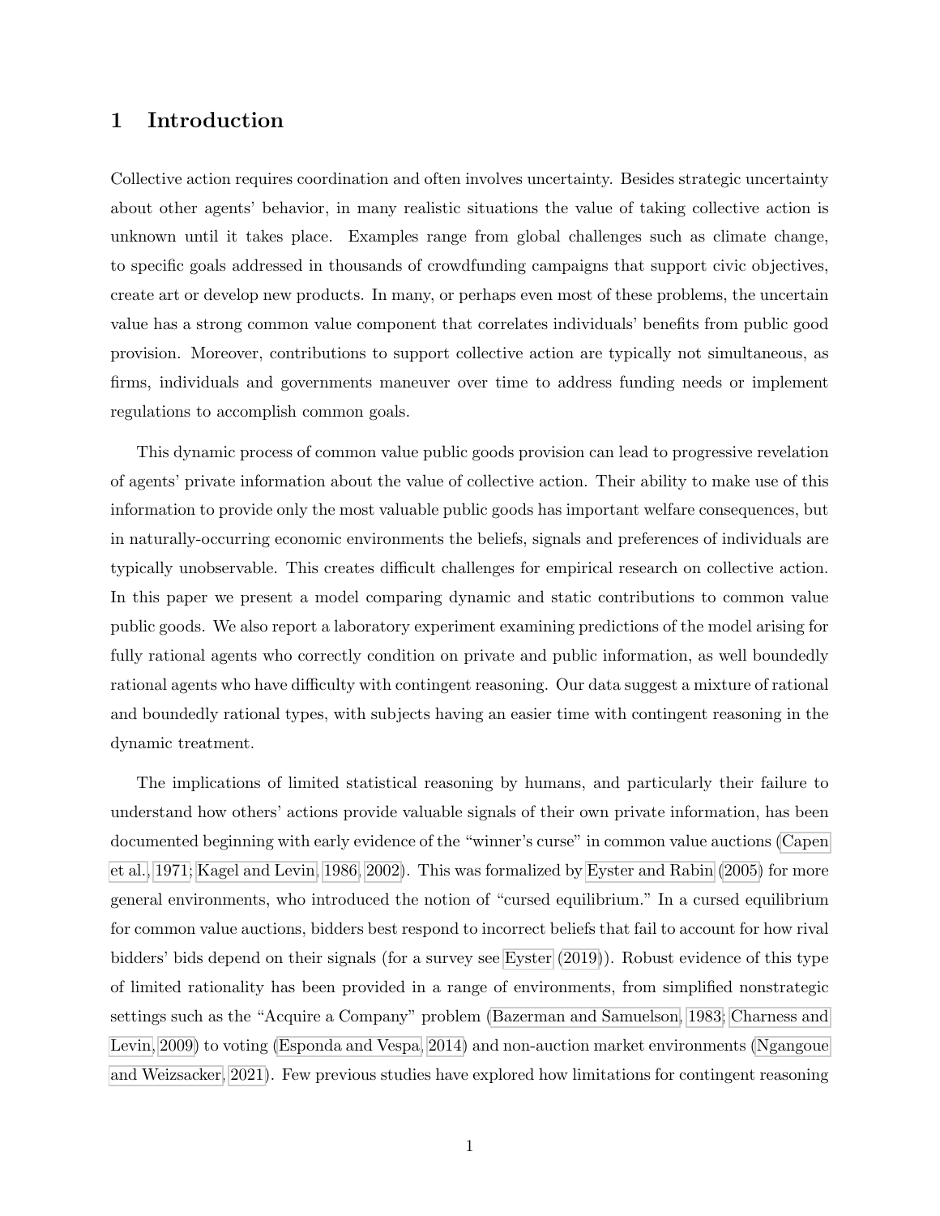# 1 Introduction

Collective action requires coordination and often involves uncertainty. Besides strategic uncertainty about other agents' behavior, in many realistic situations the value of taking collective action is unknown until it takes place. Examples range from global challenges such as climate change, to specific goals addressed in thousands of crowdfunding campaigns that support civic objectives, create art or develop new products. In many, or perhaps even most of these problems, the uncertain value has a strong common value component that correlates individuals' benefits from public good provision. Moreover, contributions to support collective action are typically not simultaneous, as firms, individuals and governments maneuver over time to address funding needs or implement regulations to accomplish common goals.

This dynamic process of common value public goods provision can lead to progressive revelation of agents' private information about the value of collective action. Their ability to make use of this information to provide only the most valuable public goods has important welfare consequences, but in naturally-occurring economic environments the beliefs, signals and preferences of individuals are typically unobservable. This creates difficult challenges for empirical research on collective action. In this paper we present a model comparing dynamic and static contributions to common value public goods. We also report a laboratory experiment examining predictions of the model arising for fully rational agents who correctly condition on private and public information, as well boundedly rational agents who have difficulty with contingent reasoning. Our data suggest a mixture of rational and boundedly rational types, with subjects having an easier time with contingent reasoning in the dynamic treatment.

The implications of limited statistical reasoning by humans, and particularly their failure to understand how others' actions provide valuable signals of their own private information, has been documented beginning with early evidence of the "winner's curse" in common value auctions (Capen et al., 1971; Kagel and Levin, 1986, 2002). This was formalized by Eyster and Rabin (2005) for more general environments, who introduced the notion of "cursed equilibrium." In a cursed equilibrium for common value auctions, bidders best respond to incorrect beliefs that fail to account for how rival bidders' bids depend on their signals (for a survey see Eyster (2019)). Robust evidence of this type of limited rationality has been provided in a range of environments, from simplified nonstrategic settings such as the "Acquire a Company" problem (Bazerman and Samuelson, 1983; Charness and Levin, 2009) to voting (Esponda and Vespa, 2014) and non-auction market environments (Ngangoue and Weizsacker, 2021). Few previous studies have explored how limitations for contingent reasoning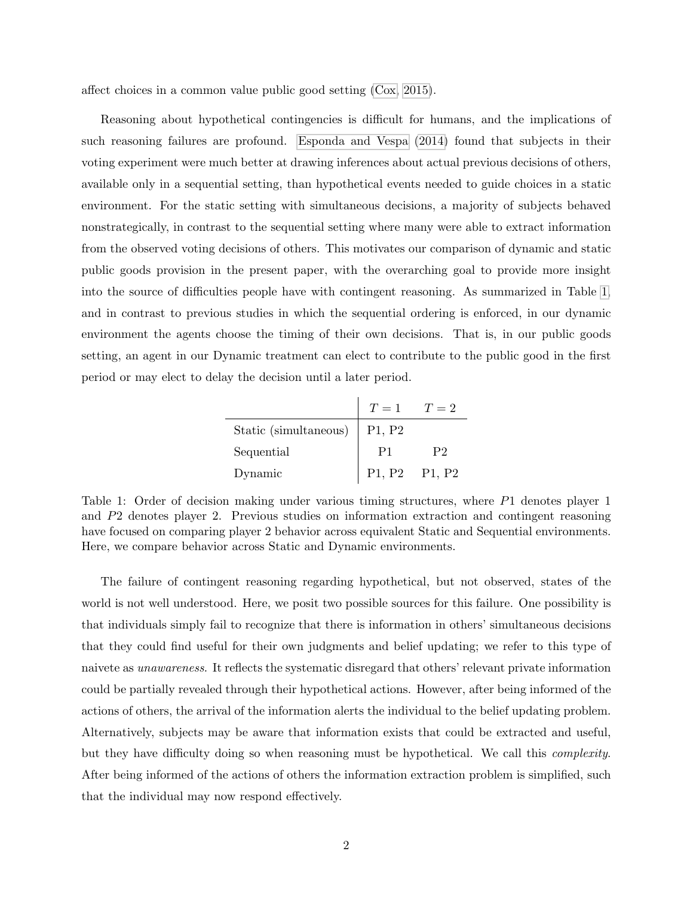affect choices in a common value public good setting (Cox, 2015).

Reasoning about hypothetical contingencies is difficult for humans, and the implications of such reasoning failures are profound. Esponda and Vespa (2014) found that subjects in their voting experiment were much better at drawing inferences about actual previous decisions of others, available only in a sequential setting, than hypothetical events needed to guide choices in a static environment. For the static setting with simultaneous decisions, a majority of subjects behaved nonstrategically, in contrast to the sequential setting where many were able to extract information from the observed voting decisions of others. This motivates our comparison of dynamic and static public goods provision in the present paper, with the overarching goal to provide more insight into the source of difficulties people have with contingent reasoning. As summarized in Table 1, and in contrast to previous studies in which the sequential ordering is enforced, in our dynamic environment the agents choose the timing of their own decisions. That is, in our public goods setting, an agent in our Dynamic treatment can elect to contribute to the public good in the first period or may elect to delay the decision until a later period.

| | $T = 1$ | $T = 2$ |
|---|---|---|
| Static (simultaneous) | P1, P2 | |
| Sequential | P1 | P2 |
| Dynamic | P1, P2 | P1, P2 |

Table 1: Order of decision making under various timing structures, where $P1$ denotes player 1 and $P2$ denotes player 2. Previous studies on information extraction and contingent reasoning have focused on comparing player 2 behavior across equivalent Static and Sequential environments. Here, we compare behavior across Static and Dynamic environments.

The failure of contingent reasoning regarding hypothetical, but not observed, states of the world is not well understood. Here, we posit two possible sources for this failure. One possibility is that individuals simply fail to recognize that there is information in others' simultaneous decisions that they could find useful for their own judgments and belief updating; we refer to this type of naivete as *unawareness*. It reflects the systematic disregard that others' relevant private information could be partially revealed through their hypothetical actions. However, after being informed of the actions of others, the arrival of the information alerts the individual to the belief updating problem. Alternatively, subjects may be aware that information exists that could be extracted and useful, but they have difficulty doing so when reasoning must be hypothetical. We call this *complexity*. After being informed of the actions of others the information extraction problem is simplified, such that the individual may now respond effectively.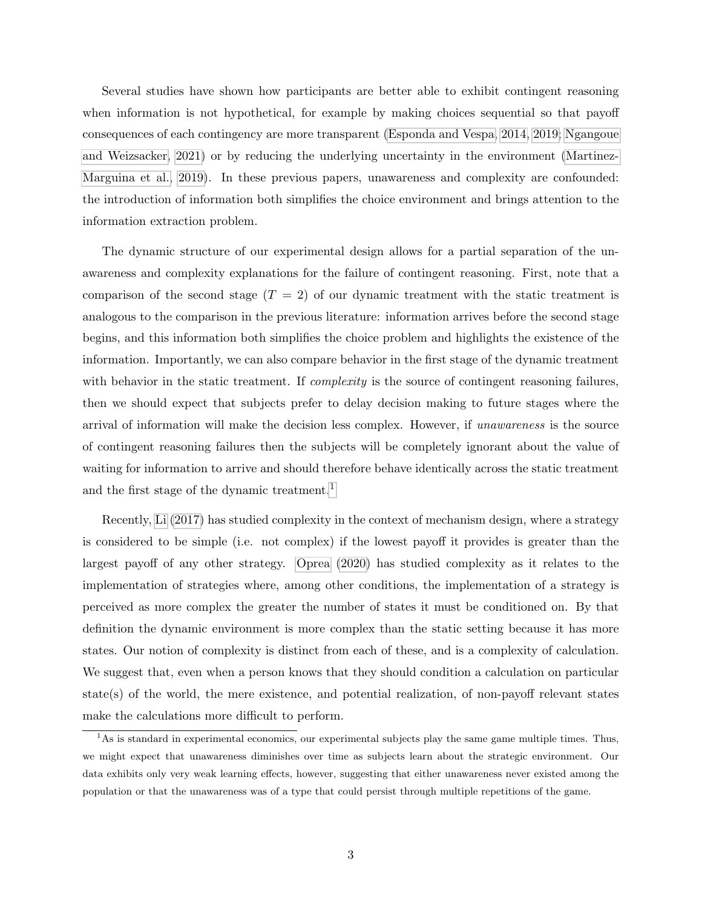Several studies have shown how participants are better able to exhibit contingent reasoning when information is not hypothetical, for example by making choices sequential so that payoff consequences of each contingency are more transparent (Esponda and Vespa, 2014, 2019; Ngangoue and Weizsacker, 2021) or by reducing the underlying uncertainty in the environment (Martinez-Marguina et al., 2019). In these previous papers, unawareness and complexity are confounded: the introduction of information both simplifies the choice environment and brings attention to the information extraction problem.

The dynamic structure of our experimental design allows for a partial separation of the unawareness and complexity explanations for the failure of contingent reasoning. First, note that a comparison of the second stage ($T = 2$) of our dynamic treatment with the static treatment is analogous to the comparison in the previous literature: information arrives before the second stage begins, and this information both simplifies the choice problem and highlights the existence of the information. Importantly, we can also compare behavior in the first stage of the dynamic treatment with behavior in the static treatment. If *complexity* is the source of contingent reasoning failures, then we should expect that subjects prefer to delay decision making to future stages where the arrival of information will make the decision less complex. However, if *unawareness* is the source of contingent reasoning failures then the subjects will be completely ignorant about the value of waiting for information to arrive and should therefore behave identically across the static treatment and the first stage of the dynamic treatment.[1]

Recently, Li (2017) has studied complexity in the context of mechanism design, where a strategy is considered to be simple (i.e. not complex) if the lowest payoff it provides is greater than the largest payoff of any other strategy. Oprea (2020) has studied complexity as it relates to the implementation of strategies where, among other conditions, the implementation of a strategy is perceived as more complex the greater the number of states it must be conditioned on. By that definition the dynamic environment is more complex than the static setting because it has more states. Our notion of complexity is distinct from each of these, and is a complexity of calculation. We suggest that, even when a person knows that they should condition a calculation on particular state(s) of the world, the mere existence, and potential realization, of non-payoff relevant states make the calculations more difficult to perform.

[1] As is standard in experimental economics, our experimental subjects play the same game multiple times. Thus, we might expect that unawareness diminishes over time as subjects learn about the strategic environment. Our data exhibits only very weak learning effects, however, suggesting that either unawareness never existed among the population or that the unawareness was of a type that could persist through multiple repetitions of the game.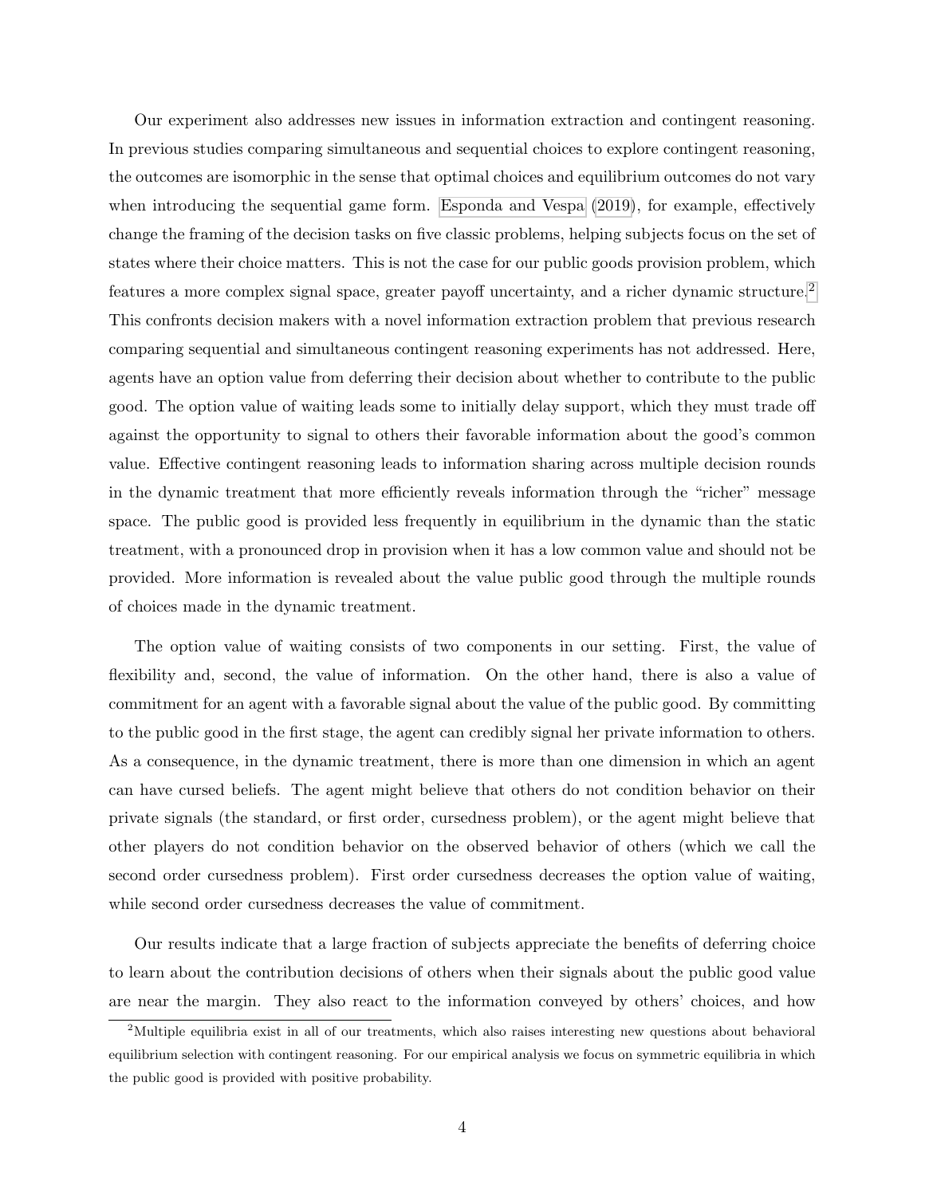Our experiment also addresses new issues in information extraction and contingent reasoning. In previous studies comparing simultaneous and sequential choices to explore contingent reasoning, the outcomes are isomorphic in the sense that optimal choices and equilibrium outcomes do not vary when introducing the sequential game form. Esponda and Vespa (2019), for example, effectively change the framing of the decision tasks on five classic problems, helping subjects focus on the set of states where their choice matters. This is not the case for our public goods provision problem, which features a more complex signal space, greater payoff uncertainty, and a richer dynamic structure.[2] This confronts decision makers with a novel information extraction problem that previous research comparing sequential and simultaneous contingent reasoning experiments has not addressed. Here, agents have an option value from deferring their decision about whether to contribute to the public good. The option value of waiting leads some to initially delay support, which they must trade off against the opportunity to signal to others their favorable information about the good's common value. Effective contingent reasoning leads to information sharing across multiple decision rounds in the dynamic treatment that more efficiently reveals information through the "richer" message space. The public good is provided less frequently in equilibrium in the dynamic than the static treatment, with a pronounced drop in provision when it has a low common value and should not be provided. More information is revealed about the value public good through the multiple rounds of choices made in the dynamic treatment.

The option value of waiting consists of two components in our setting. First, the value of flexibility and, second, the value of information. On the other hand, there is also a value of commitment for an agent with a favorable signal about the value of the public good. By committing to the public good in the first stage, the agent can credibly signal her private information to others. As a consequence, in the dynamic treatment, there is more than one dimension in which an agent can have cursed beliefs. The agent might believe that others do not condition behavior on their private signals (the standard, or first order, cursedness problem), or the agent might believe that other players do not condition behavior on the observed behavior of others (which we call the second order cursedness problem). First order cursedness decreases the option value of waiting, while second order cursedness decreases the value of commitment.

Our results indicate that a large fraction of subjects appreciate the benefits of deferring choice to learn about the contribution decisions of others when their signals about the public good value are near the margin. They also react to the information conveyed by others' choices, and how

[2] Multiple equilibria exist in all of our treatments, which also raises interesting new questions about behavioral equilibrium selection with contingent reasoning. For our empirical analysis we focus on symmetric equilibria in which the public good is provided with positive probability.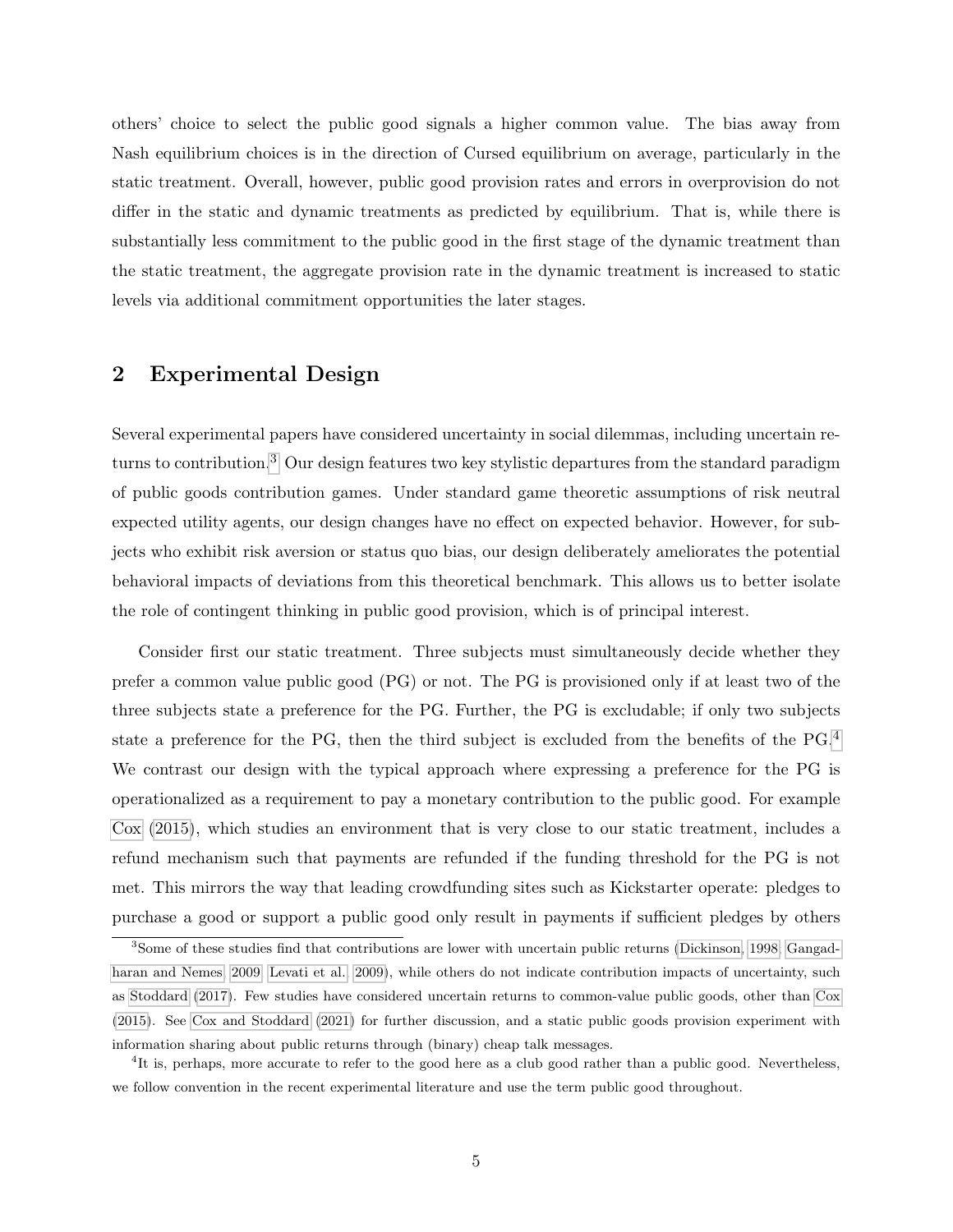others' choice to select the public good signals a higher common value. The bias away from Nash equilibrium choices is in the direction of Cursed equilibrium on average, particularly in the static treatment. Overall, however, public good provision rates and errors in overprovision do not differ in the static and dynamic treatments as predicted by equilibrium. That is, while there is substantially less commitment to the public good in the first stage of the dynamic treatment than the static treatment, the aggregate provision rate in the dynamic treatment is increased to static levels via additional commitment opportunities the later stages.

## 2 Experimental Design

Several experimental papers have considered uncertainty in social dilemmas, including uncertain returns to contribution.[3] Our design features two key stylistic departures from the standard paradigm of public goods contribution games. Under standard game theoretic assumptions of risk neutral expected utility agents, our design changes have no effect on expected behavior. However, for subjects who exhibit risk aversion or status quo bias, our design deliberately ameliorates the potential behavioral impacts of deviations from this theoretical benchmark. This allows us to better isolate the role of contingent thinking in public good provision, which is of principal interest.

Consider first our static treatment. Three subjects must simultaneously decide whether they prefer a common value public good (PG) or not. The PG is provisioned only if at least two of the three subjects state a preference for the PG. Further, the PG is excludable; if only two subjects state a preference for the PG, then the third subject is excluded from the benefits of the PG.[4] We contrast our design with the typical approach where expressing a preference for the PG is operationalized as a requirement to pay a monetary contribution to the public good. For example Cox (2015), which studies an environment that is very close to our static treatment, includes a refund mechanism such that payments are refunded if the funding threshold for the PG is not met. This mirrors the way that leading crowdfunding sites such as Kickstarter operate: pledges to purchase a good or support a public good only result in payments if sufficient pledges by others

[3] Some of these studies find that contributions are lower with uncertain public returns (Dickinson, 1998; Gangadharan and Nemes, 2009; Levati et al., 2009), while others do not indicate contribution impacts of uncertainty, such as Stoddard (2017). Few studies have considered uncertain returns to common-value public goods, other than Cox (2015). See Cox and Stoddard (2021) for further discussion, and a static public goods provision experiment with information sharing about public returns through (binary) cheap talk messages.

[4] It is, perhaps, more accurate to refer to the good here as a club good rather than a public good. Nevertheless, we follow convention in the recent experimental literature and use the term public good throughout.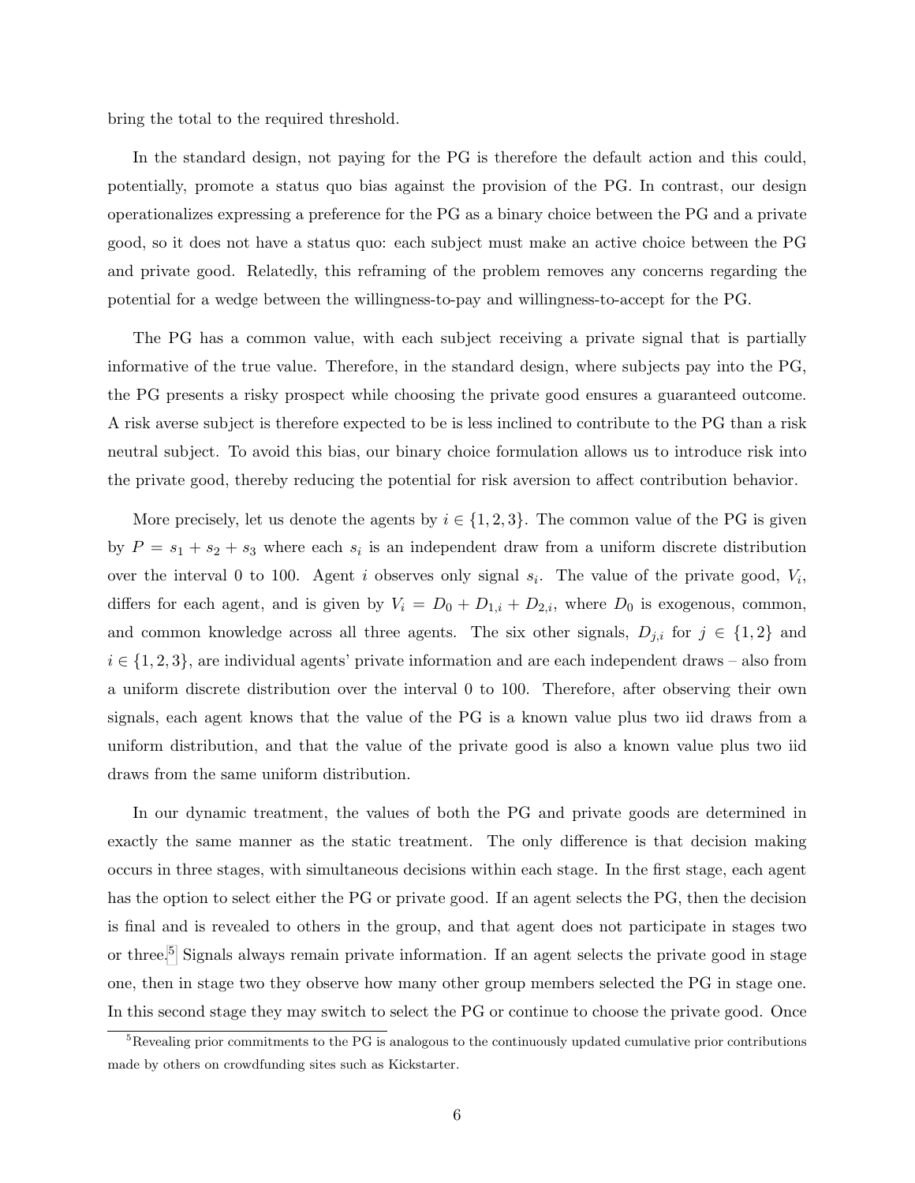bring the total to the required threshold.

In the standard design, not paying for the PG is therefore the default action and this could, potentially, promote a status quo bias against the provision of the PG. In contrast, our design operationalizes expressing a preference for the PG as a binary choice between the PG and a private good, so it does not have a status quo: each subject must make an active choice between the PG and private good. Relatedly, this reframing of the problem removes any concerns regarding the potential for a wedge between the willingness-to-pay and willingness-to-accept for the PG.

The PG has a common value, with each subject receiving a private signal that is partially informative of the true value. Therefore, in the standard design, where subjects pay into the PG, the PG presents a risky prospect while choosing the private good ensures a guaranteed outcome. A risk averse subject is therefore expected to be is less inclined to contribute to the PG than a risk neutral subject. To avoid this bias, our binary choice formulation allows us to introduce risk into the private good, thereby reducing the potential for risk aversion to affect contribution behavior.

More precisely, let us denote the agents by $i \in \{1, 2, 3\}$. The common value of the PG is given by $P = s_1 + s_2 + s_3$ where each $s_i$ is an independent draw from a uniform discrete distribution over the interval 0 to 100. Agent $i$ observes only signal $s_i$. The value of the private good, $V_i$, differs for each agent, and is given by $V_i = D_0 + D_{1,i} + D_{2,i}$, where $D_0$ is exogenous, common, and common knowledge across all three agents. The six other signals, $D_{j,i}$ for $j \in \{1, 2\}$ and $i \in \{1, 2, 3\}$, are individual agents' private information and are each independent draws – also from a uniform discrete distribution over the interval 0 to 100. Therefore, after observing their own signals, each agent knows that the value of the PG is a known value plus two iid draws from a uniform distribution, and that the value of the private good is also a known value plus two iid draws from the same uniform distribution.

In our dynamic treatment, the values of both the PG and private goods are determined in exactly the same manner as the static treatment. The only difference is that decision making occurs in three stages, with simultaneous decisions within each stage. In the first stage, each agent has the option to select either the PG or private good. If an agent selects the PG, then the decision is final and is revealed to others in the group, and that agent does not participate in stages two or three.[5] Signals always remain private information. If an agent selects the private good in stage one, then in stage two they observe how many other group members selected the PG in stage one. In this second stage they may switch to select the PG or continue to choose the private good. Once

[5] Revealing prior commitments to the PG is analogous to the continuously updated cumulative prior contributions made by others on crowdfunding sites such as Kickstarter.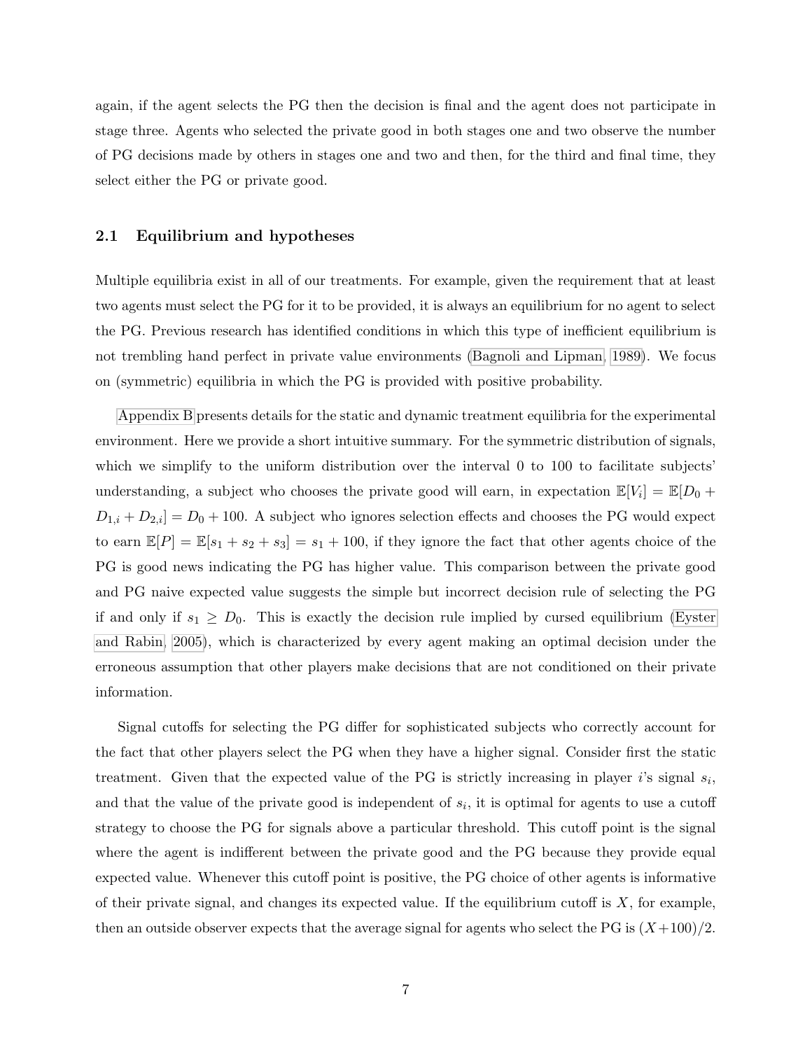again, if the agent selects the PG then the decision is final and the agent does not participate in stage three. Agents who selected the private good in both stages one and two observe the number of PG decisions made by others in stages one and two and then, for the third and final time, they select either the PG or private good.

## 2.1 Equilibrium and hypotheses

Multiple equilibria exist in all of our treatments. For example, given the requirement that at least two agents must select the PG for it to be provided, it is always an equilibrium for no agent to select the PG. Previous research has identified conditions in which this type of inefficient equilibrium is not trembling hand perfect in private value environments (Bagnoli and Lipman, 1989). We focus on (symmetric) equilibria in which the PG is provided with positive probability.

Appendix B presents details for the static and dynamic treatment equilibria for the experimental environment. Here we provide a short intuitive summary. For the symmetric distribution of signals, which we simplify to the uniform distribution over the interval 0 to 100 to facilitate subjects' understanding, a subject who chooses the private good will earn, in expectation $\mathbb{E}[V_i] = \mathbb{E}[D_0 + D_{1,i} + D_{2,i}] = D_0 + 100$. A subject who ignores selection effects and chooses the PG would expect to earn $\mathbb{E}[P] = \mathbb{E}[s_1 + s_2 + s_3] = s_1 + 100$, if they ignore the fact that other agents choice of the PG is good news indicating the PG has higher value. This comparison between the private good and PG naive expected value suggests the simple but incorrect decision rule of selecting the PG if and only if $s_1 \geq D_0$. This is exactly the decision rule implied by cursed equilibrium (Eyster and Rabin, 2005), which is characterized by every agent making an optimal decision under the erroneous assumption that other players make decisions that are not conditioned on their private information.

Signal cutoffs for selecting the PG differ for sophisticated subjects who correctly account for the fact that other players select the PG when they have a higher signal. Consider first the static treatment. Given that the expected value of the PG is strictly increasing in player $i$'s signal $s_i$, and that the value of the private good is independent of $s_i$, it is optimal for agents to use a cutoff strategy to choose the PG for signals above a particular threshold. This cutoff point is the signal where the agent is indifferent between the private good and the PG because they provide equal expected value. Whenever this cutoff point is positive, the PG choice of other agents is informative of their private signal, and changes its expected value. If the equilibrium cutoff is $X$, for example, then an outside observer expects that the average signal for agents who select the PG is $(X+100)/2$.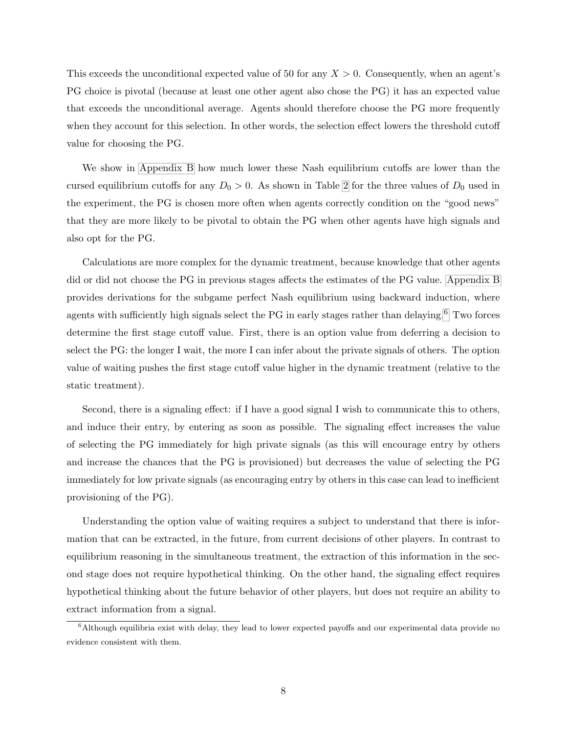This exceeds the unconditional expected value of 50 for any $X > 0$. Consequently, when an agent's PG choice is pivotal (because at least one other agent also chose the PG) it has an expected value that exceeds the unconditional average. Agents should therefore choose the PG more frequently when they account for this selection. In other words, the selection effect lowers the threshold cutoff value for choosing the PG.

We show in Appendix B how much lower these Nash equilibrium cutoffs are lower than the cursed equilibrium cutoffs for any $D_0 > 0$. As shown in Table 2 for the three values of $D_0$ used in the experiment, the PG is chosen more often when agents correctly condition on the "good news" that they are more likely to be pivotal to obtain the PG when other agents have high signals and also opt for the PG.

Calculations are more complex for the dynamic treatment, because knowledge that other agents did or did not choose the PG in previous stages affects the estimates of the PG value. Appendix B provides derivations for the subgame perfect Nash equilibrium using backward induction, where agents with sufficiently high signals select the PG in early stages rather than delaying.[6] Two forces determine the first stage cutoff value. First, there is an option value from deferring a decision to select the PG: the longer I wait, the more I can infer about the private signals of others. The option value of waiting pushes the first stage cutoff value higher in the dynamic treatment (relative to the static treatment).

Second, there is a signaling effect: if I have a good signal I wish to communicate this to others, and induce their entry, by entering as soon as possible. The signaling effect increases the value of selecting the PG immediately for high private signals (as this will encourage entry by others and increase the chances that the PG is provisioned) but decreases the value of selecting the PG immediately for low private signals (as encouraging entry by others in this case can lead to inefficient provisioning of the PG).

Understanding the option value of waiting requires a subject to understand that there is information that can be extracted, in the future, from current decisions of other players. In contrast to equilibrium reasoning in the simultaneous treatment, the extraction of this information in the second stage does not require hypothetical thinking. On the other hand, the signaling effect requires hypothetical thinking about the future behavior of other players, but does not require an ability to extract information from a signal.

[6]Although equilibria exist with delay, they lead to lower expected payoffs and our experimental data provide no evidence consistent with them.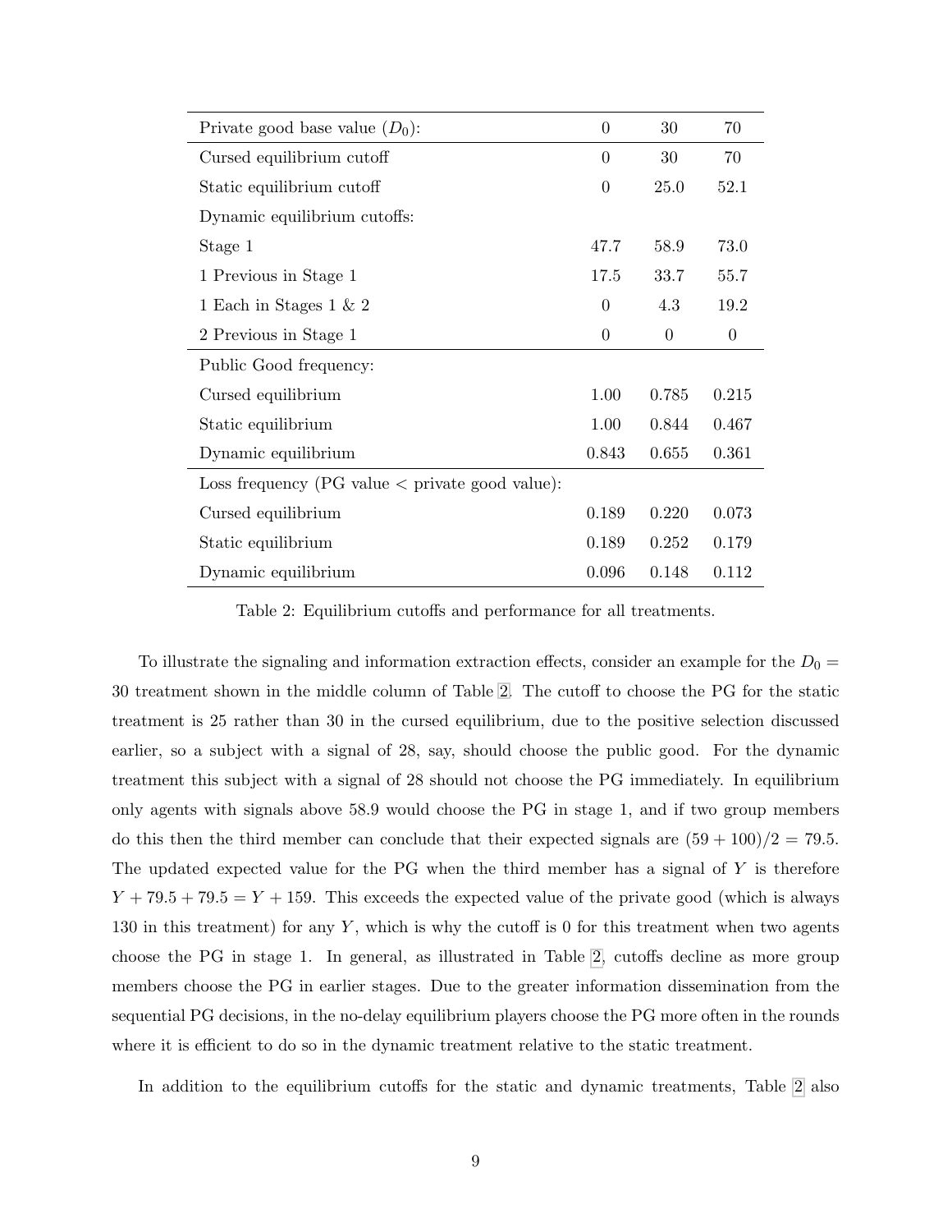| Private good base value ($D_0$): | 0 | 30 | 70 |
| --- | --- | --- | --- |
| Cursed equilibrium cutoff | 0 | 30 | 70 |
| Static equilibrium cutoff | 0 | 25.0 | 52.1 |
| Dynamic equilibrium cutoffs: | | | |
| Stage 1 | 47.7 | 58.9 | 73.0 |
| 1 Previous in Stage 1 | 17.5 | 33.7 | 55.7 |
| 1 Each in Stages 1 & 2 | 0 | 4.3 | 19.2 |
| 2 Previous in Stage 1 | 0 | 0 | 0 |
| Public Good frequency: | | | |
| Cursed equilibrium | 1.00 | 0.785 | 0.215 |
| Static equilibrium | 1.00 | 0.844 | 0.467 |
| Dynamic equilibrium | 0.843 | 0.655 | 0.361 |
| Loss frequency (PG value < private good value): | | | |
| Cursed equilibrium | 0.189 | 0.220 | 0.073 |
| Static equilibrium | 0.189 | 0.252 | 0.179 |
| Dynamic equilibrium | 0.096 | 0.148 | 0.112 |

Table 2: Equilibrium cutoffs and performance for all treatments.

To illustrate the signaling and information extraction effects, consider an example for the $D_0 = 30$ treatment shown in the middle column of Table 2. The cutoff to choose the PG for the static treatment is 25 rather than 30 in the cursed equilibrium, due to the positive selection discussed earlier, so a subject with a signal of 28, say, should choose the public good. For the dynamic treatment this subject with a signal of 28 should not choose the PG immediately. In equilibrium only agents with signals above 58.9 would choose the PG in stage 1, and if two group members do this then the third member can conclude that their expected signals are $(59 + 100)/2 = 79.5$. The updated expected value for the PG when the third member has a signal of $Y$ is therefore $Y + 79.5 + 79.5 = Y + 159$. This exceeds the expected value of the private good (which is always 130 in this treatment) for any $Y$, which is why the cutoff is 0 for this treatment when two agents choose the PG in stage 1. In general, as illustrated in Table 2, cutoffs decline as more group members choose the PG in earlier stages. Due to the greater information dissemination from the sequential PG decisions, in the no-delay equilibrium players choose the PG more often in the rounds where it is efficient to do so in the dynamic treatment relative to the static treatment.

In addition to the equilibrium cutoffs for the static and dynamic treatments, Table 2 also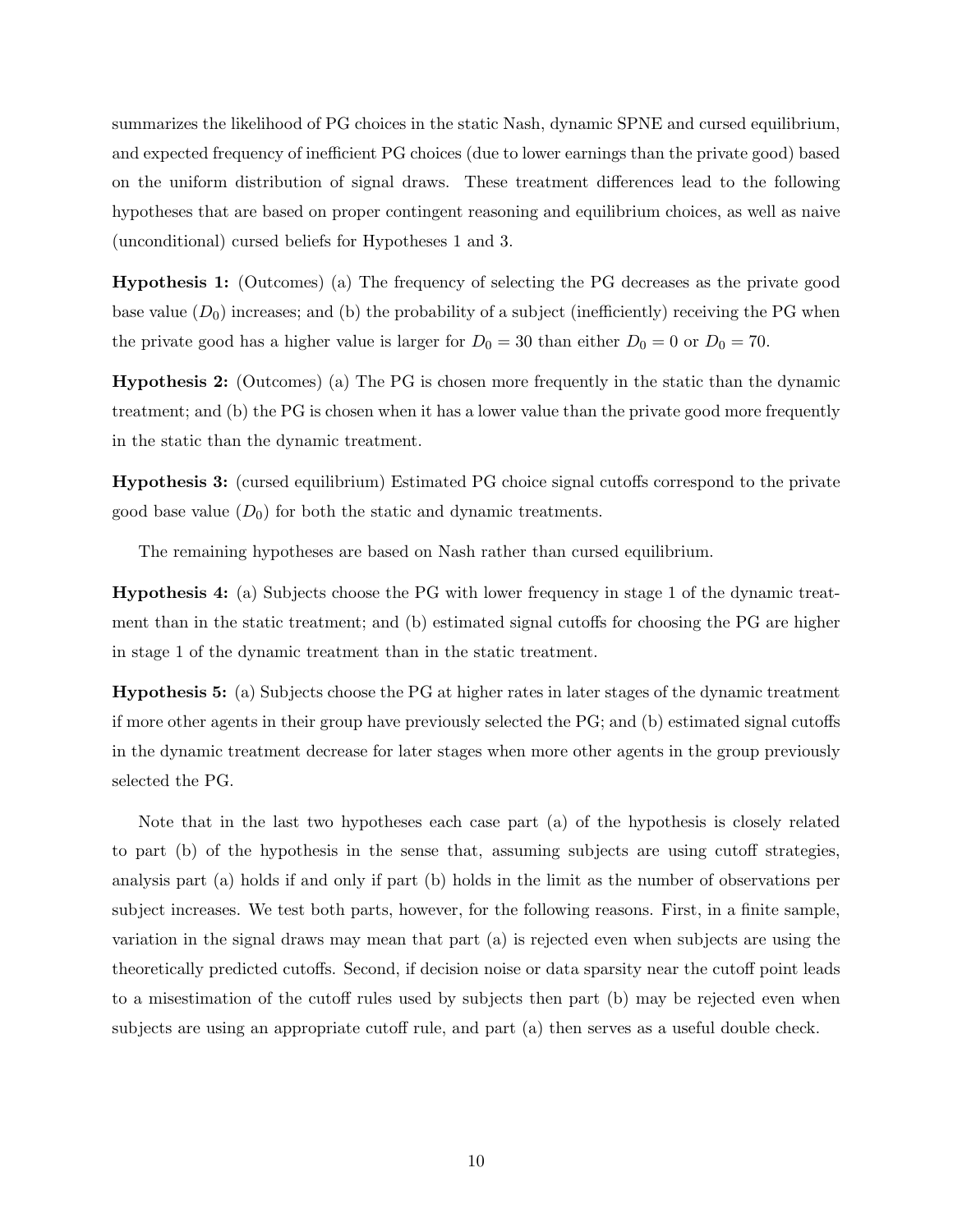summarizes the likelihood of PG choices in the static Nash, dynamic SPNE and cursed equilibrium, and expected frequency of inefficient PG choices (due to lower earnings than the private good) based on the uniform distribution of signal draws. These treatment differences lead to the following hypotheses that are based on proper contingent reasoning and equilibrium choices, as well as naive (unconditional) cursed beliefs for Hypotheses 1 and 3.

**Hypothesis 1:** (Outcomes) (a) The frequency of selecting the PG decreases as the private good base value ($D_0$) increases; and (b) the probability of a subject (inefficiently) receiving the PG when the private good has a higher value is larger for $D_0 = 30$ than either $D_0 = 0$ or $D_0 = 70$.

**Hypothesis 2:** (Outcomes) (a) The PG is chosen more frequently in the static than the dynamic treatment; and (b) the PG is chosen when it has a lower value than the private good more frequently in the static than the dynamic treatment.

**Hypothesis 3:** (cursed equilibrium) Estimated PG choice signal cutoffs correspond to the private good base value ($D_0$) for both the static and dynamic treatments.

The remaining hypotheses are based on Nash rather than cursed equilibrium.

**Hypothesis 4:** (a) Subjects choose the PG with lower frequency in stage 1 of the dynamic treatment than in the static treatment; and (b) estimated signal cutoffs for choosing the PG are higher in stage 1 of the dynamic treatment than in the static treatment.

**Hypothesis 5:** (a) Subjects choose the PG at higher rates in later stages of the dynamic treatment if more other agents in their group have previously selected the PG; and (b) estimated signal cutoffs in the dynamic treatment decrease for later stages when more other agents in the group previously selected the PG.

Note that in the last two hypotheses each case part (a) of the hypothesis is closely related to part (b) of the hypothesis in the sense that, assuming subjects are using cutoff strategies, analysis part (a) holds if and only if part (b) holds in the limit as the number of observations per subject increases. We test both parts, however, for the following reasons. First, in a finite sample, variation in the signal draws may mean that part (a) is rejected even when subjects are using the theoretically predicted cutoffs. Second, if decision noise or data sparsity near the cutoff point leads to a misestimation of the cutoff rules used by subjects then part (b) may be rejected even when subjects are using an appropriate cutoff rule, and part (a) then serves as a useful double check.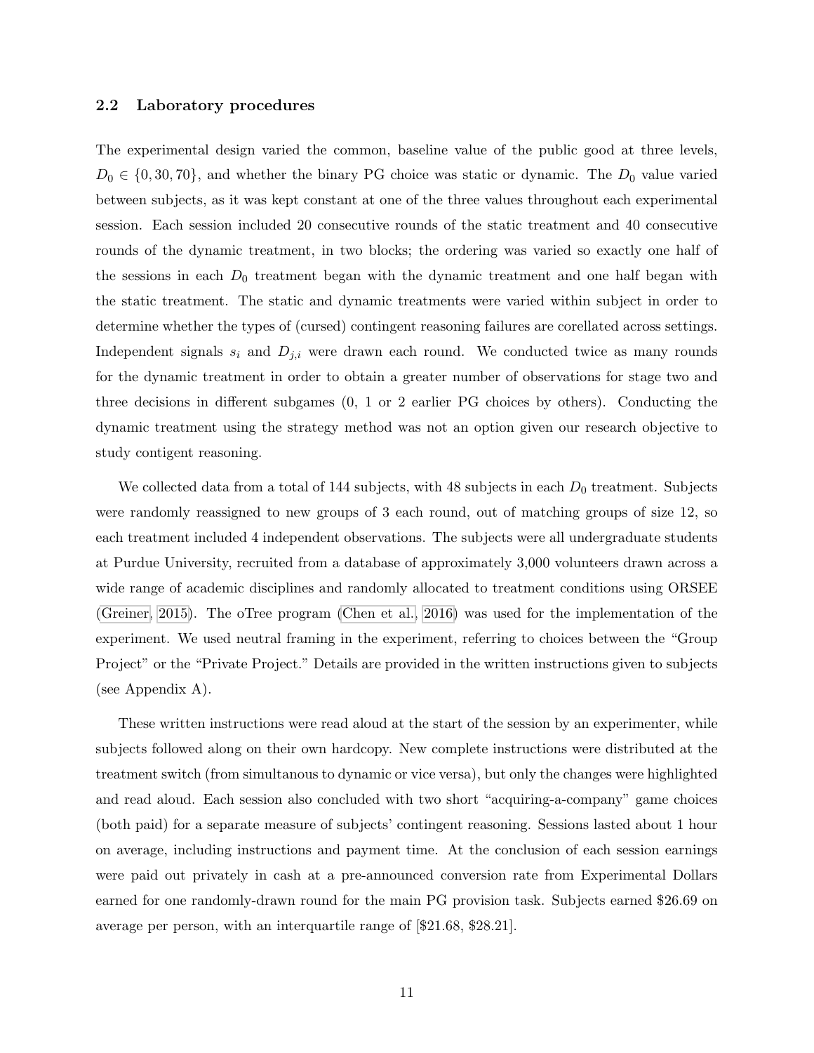### 2.2 Laboratory procedures

The experimental design varied the common, baseline value of the public good at three levels, $D_0 \in \{0, 30, 70\}$, and whether the binary PG choice was static or dynamic. The $D_0$ value varied between subjects, as it was kept constant at one of the three values throughout each experimental session. Each session included 20 consecutive rounds of the static treatment and 40 consecutive rounds of the dynamic treatment, in two blocks; the ordering was varied so exactly one half of the sessions in each $D_0$ treatment began with the dynamic treatment and one half began with the static treatment. The static and dynamic treatments were varied within subject in order to determine whether the types of (cursed) contingent reasoning failures are corelated across settings. Independent signals $s_i$ and $D_{j,i}$ were drawn each round. We conducted twice as many rounds for the dynamic treatment in order to obtain a greater number of observations for stage two and three decisions in different subgames (0, 1 or 2 earlier PG choices by others). Conducting the dynamic treatment using the strategy method was not an option given our research objective to study contigent reasoning.

We collected data from a total of 144 subjects, with 48 subjects in each $D_0$ treatment. Subjects were randomly reassigned to new groups of 3 each round, out of matching groups of size 12, so each treatment included 4 independent observations. The subjects were all undergraduate students at Purdue University, recruited from a database of approximately 3,000 volunteers drawn across a wide range of academic disciplines and randomly allocated to treatment conditions using ORSEE (Greiner, 2015). The oTree program (Chen et al., 2016) was used for the implementation of the experiment. We used neutral framing in the experiment, referring to choices between the "Group Project" or the "Private Project." Details are provided in the written instructions given to subjects (see Appendix A).

These written instructions were read aloud at the start of the session by an experimenter, while subjects followed along on their own hardcopy. New complete instructions were distributed at the treatment switch (from simultanous to dynamic or vice versa), but only the changes were highlighted and read aloud. Each session also concluded with two short "acquiring-a-company" game choices (both paid) for a separate measure of subjects' contingent reasoning. Sessions lasted about 1 hour on average, including instructions and payment time. At the conclusion of each session earnings were paid out privately in cash at a pre-announced conversion rate from Experimental Dollars earned for one randomly-drawn round for the main PG provision task. Subjects earned \$26.69 on average per person, with an interquartile range of [\$21.68, \$28.21].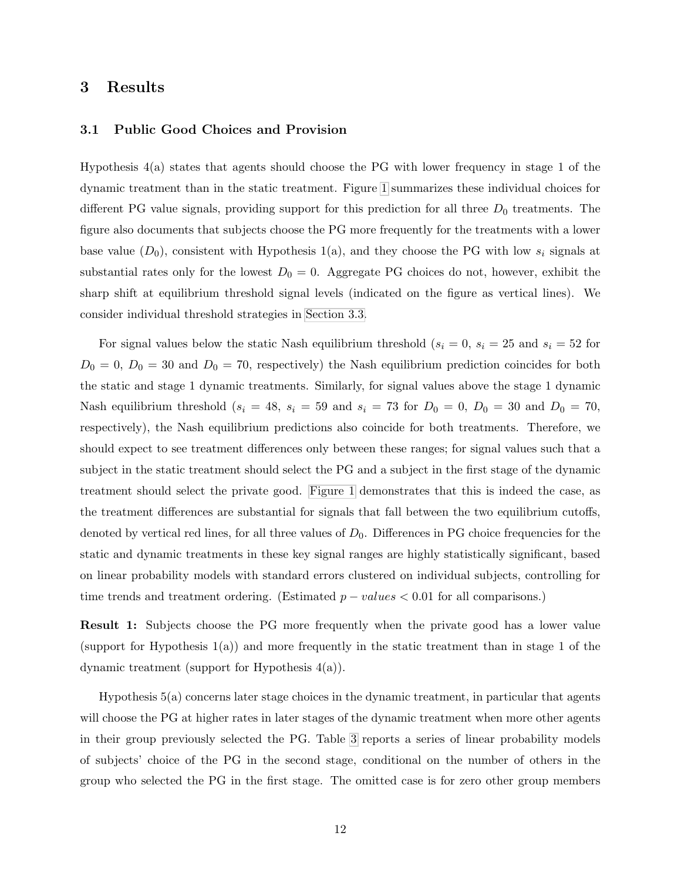## 3 Results

### 3.1 Public Good Choices and Provision

Hypothesis 4(a) states that agents should choose the PG with lower frequency in stage 1 of the dynamic treatment than in the static treatment. Figure 1 summarizes these individual choices for different PG value signals, providing support for this prediction for all three $D_0$ treatments. The figure also documents that subjects choose the PG more frequently for the treatments with a lower base value ($D_0$), consistent with Hypothesis 1(a), and they choose the PG with low $s_i$ signals at substantial rates only for the lowest $D_0 = 0$. Aggregate PG choices do not, however, exhibit the sharp shift at equilibrium threshold signal levels (indicated on the figure as vertical lines). We consider individual threshold strategies in Section 3.3.

For signal values below the static Nash equilibrium threshold ($s_i = 0$, $s_i = 25$ and $s_i = 52$ for $D_0 = 0$, $D_0 = 30$ and $D_0 = 70$, respectively) the Nash equilibrium prediction coincides for both the static and stage 1 dynamic treatments. Similarly, for signal values above the stage 1 dynamic Nash equilibrium threshold ($s_i = 48$, $s_i = 59$ and $s_i = 73$ for $D_0 = 0$, $D_0 = 30$ and $D_0 = 70$, respectively), the Nash equilibrium predictions also coincide for both treatments. Therefore, we should expect to see treatment differences only between these ranges; for signal values such that a subject in the static treatment should select the PG and a subject in the first stage of the dynamic treatment should select the private good. Figure 1 demonstrates that this is indeed the case, as the treatment differences are substantial for signals that fall between the two equilibrium cutoffs, denoted by vertical red lines, for all three values of $D_0$. Differences in PG choice frequencies for the static and dynamic treatments in these key signal ranges are highly statistically significant, based on linear probability models with standard errors clustered on individual subjects, controlling for time trends and treatment ordering. (Estimated $p - values < 0.01$ for all comparisons.)

**Result 1:** Subjects choose the PG more frequently when the private good has a lower value (support for Hypothesis 1(a)) and more frequently in the static treatment than in stage 1 of the dynamic treatment (support for Hypothesis 4(a)).

Hypothesis 5(a) concerns later stage choices in the dynamic treatment, in particular that agents will choose the PG at higher rates in later stages of the dynamic treatment when more other agents in their group previously selected the PG. Table 3 reports a series of linear probability models of subjects' choice of the PG in the second stage, conditional on the number of others in the group who selected the PG in the first stage. The omitted case is for zero other group members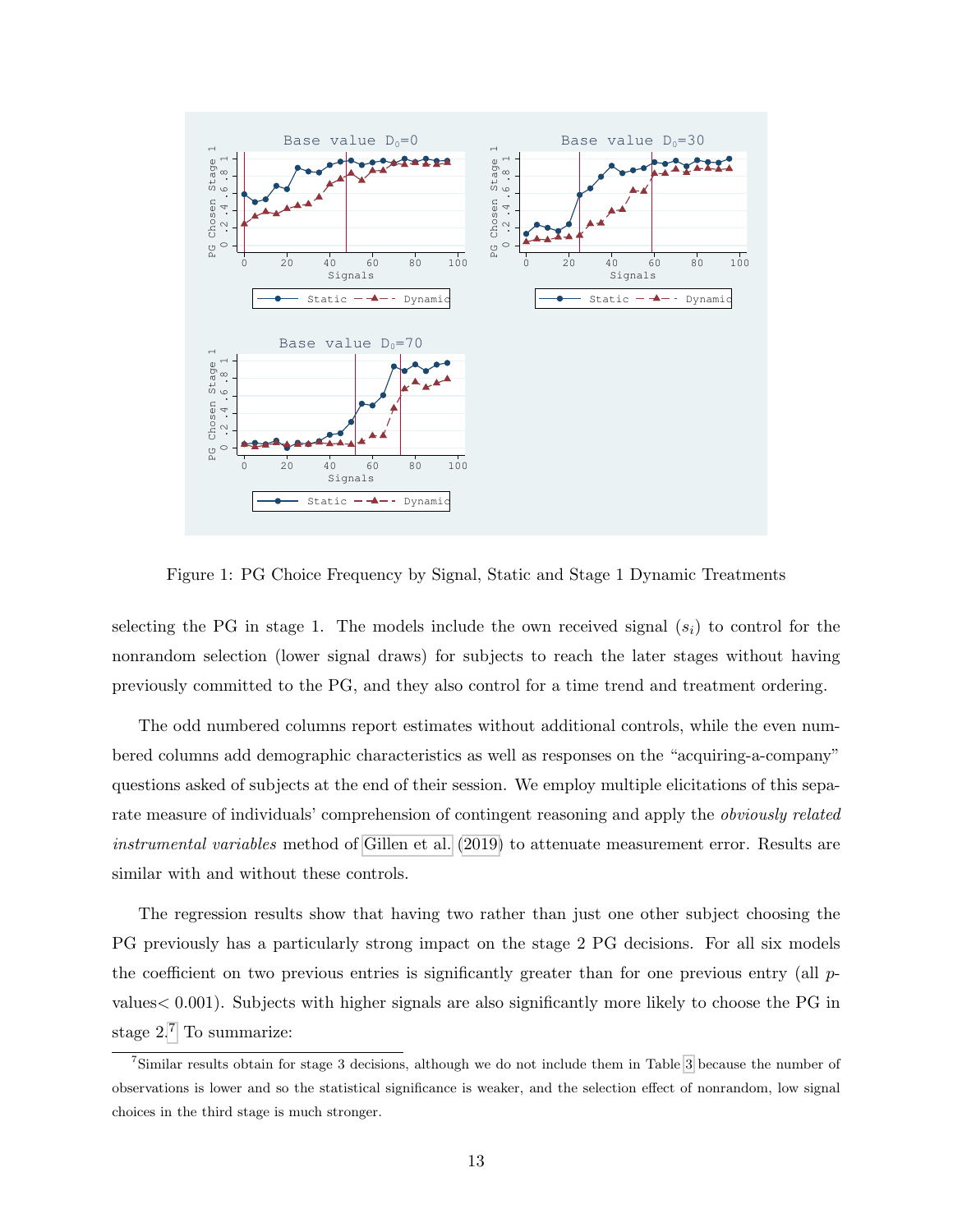Figure 1: PG Choice Frequency by Signal, Static and Stage 1 Dynamic Treatments

selecting the PG in stage 1. The models include the own received signal ($s_i$) to control for the nonrandom selection (lower signal draws) for subjects to reach the later stages without having previously committed to the PG, and they also control for a time trend and treatment ordering.

The odd numbered columns report estimates without additional controls, while the even numbered columns add demographic characteristics as well as responses on the "acquiring-a-company" questions asked of subjects at the end of their session. We employ multiple elicitations of this separate measure of individuals' comprehension of contingent reasoning and apply the *obviously related instrumental variables* method of Gillen et al. (2019) to attenuate measurement error. Results are similar with and without these controls.

The regression results show that having two rather than just one other subject choosing the PG previously has a particularly strong impact on the stage 2 PG decisions. For all six models the coefficient on two previous entries is significantly greater than for one previous entry (all $p$-values$< 0.001$). Subjects with higher signals are also significantly more likely to choose the PG in stage 2.[7] To summarize:

[7] Similar results obtain for stage 3 decisions, although we do not include them in Table 3 because the number of observations is lower and so the statistical significance is weaker, and the selection effect of nonrandom, low signal choices in the third stage is much stronger.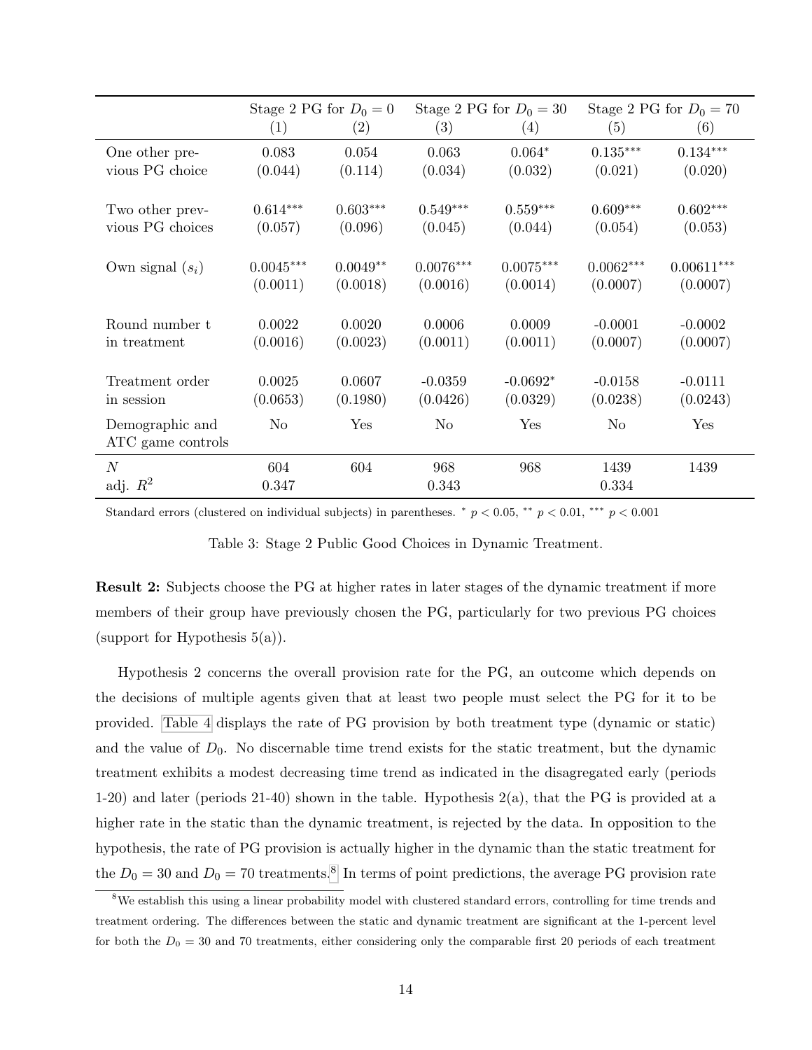| | Stage 2 PG for $D_0 = 0$ | | Stage 2 PG for $D_0 = 30$ | | Stage 2 PG for $D_0 = 70$ | |
|---|---|---|---|---|---|---|
| | (1) | (2) | (3) | (4) | (5) | (6) |
| One other previous PG choice | 0.083 | 0.054 | 0.063 | 0.064* | 0.135*** | 0.134*** |
| | (0.044) | (0.114) | (0.034) | (0.032) | (0.021) | (0.020) |
| Two other previous PG choices | 0.614*** | 0.603*** | 0.549*** | 0.559*** | 0.609*** | 0.602*** |
| | (0.057) | (0.096) | (0.045) | (0.044) | (0.054) | (0.053) |
| Own signal ($s_i$) | 0.0045*** | 0.0049** | 0.0076*** | 0.0075*** | 0.0062*** | 0.00611*** |
| | (0.0011) | (0.0018) | (0.0016) | (0.0014) | (0.0007) | (0.0007) |
| Round number t in treatment | 0.0022 | 0.0020 | 0.0006 | 0.0009 | -0.0001 | -0.0002 |
| | (0.0016) | (0.0023) | (0.0011) | (0.0011) | (0.0007) | (0.0007) |
| Treatment order in session | 0.0025 | 0.0607 | -0.0359 | -0.0692* | -0.0158 | -0.0111 |
| | (0.0653) | (0.1980) | (0.0426) | (0.0329) | (0.0238) | (0.0243) |
| Demographic and ATC game controls | No | Yes | No | Yes | No | Yes |
| $N$ | 604 | 604 | 968 | 968 | 1439 | 1439 |
| adj. $R^2$ | 0.347 | | 0.343 | | 0.334 | |

Standard errors (clustered on individual subjects) in parentheses. * $p < 0.05$, ** $p < 0.01$, *** $p < 0.001$

Table 3: Stage 2 Public Good Choices in Dynamic Treatment.

**Result 2:** Subjects choose the PG at higher rates in later stages of the dynamic treatment if more members of their group have previously chosen the PG, particularly for two previous PG choices (support for Hypothesis 5(a)).

Hypothesis 2 concerns the overall provision rate for the PG, an outcome which depends on the decisions of multiple agents given that at least two people must select the PG for it to be provided. Table 4 displays the rate of PG provision by both treatment type (dynamic or static) and the value of $D_0$. No discernable time trend exists for the static treatment, but the dynamic treatment exhibits a modest decreasing time trend as indicated in the disagregated early (periods 1-20) and later (periods 21-40) shown in the table. Hypothesis 2(a), that the PG is provided at a higher rate in the static than the dynamic treatment, is rejected by the data. In opposition to the hypothesis, the rate of PG provision is actually higher in the dynamic than the static treatment for the $D_0 = 30$ and $D_0 = 70$ treatments.[8] In terms of point predictions, the average PG provision rate

[8] We establish this using a linear probability model with clustered standard errors, controlling for time trends and treatment ordering. The differences between the static and dynamic treatment are significant at the 1-percent level for both the $D_0 = 30$ and 70 treatments, either considering only the comparable first 20 periods of each treatment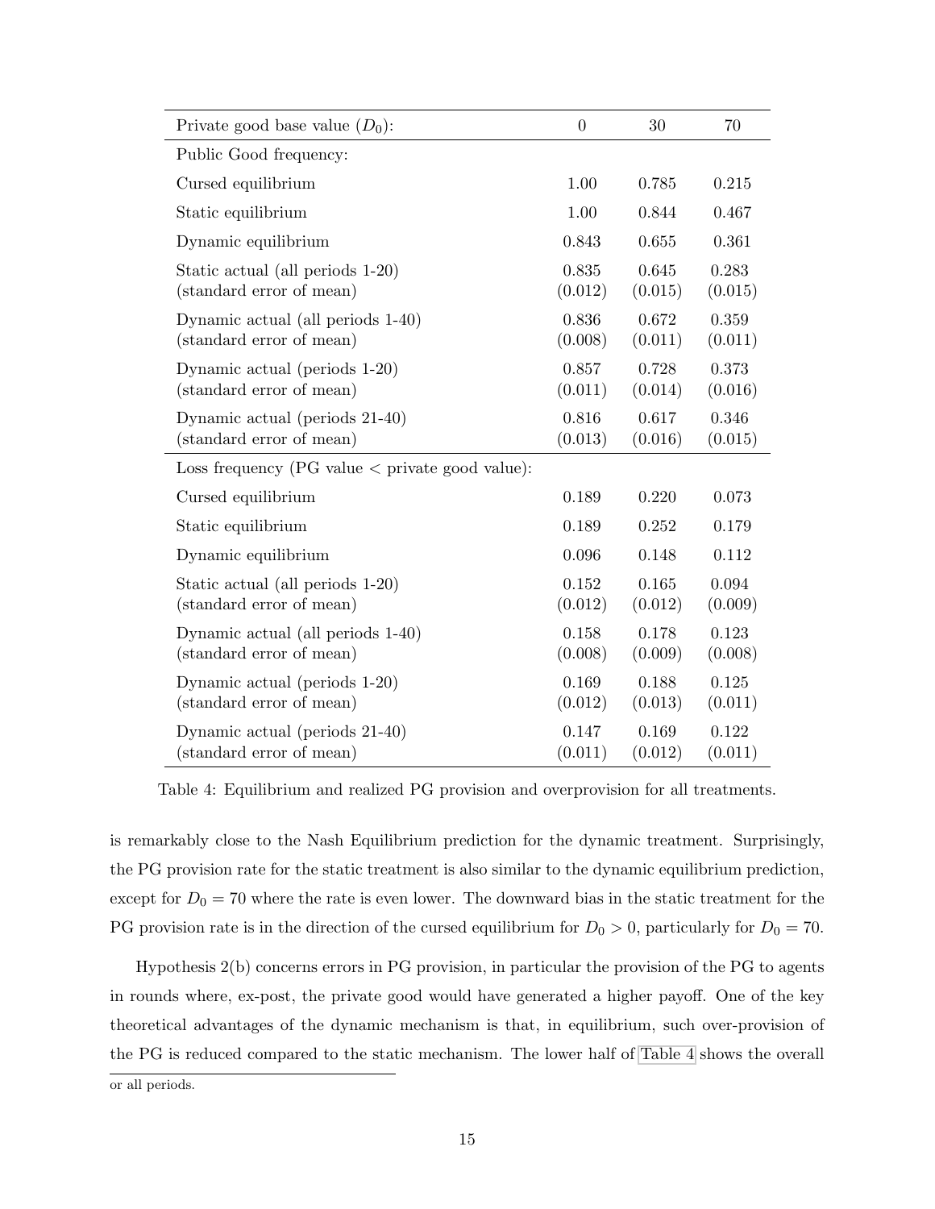| Private good base value ($D_0$): | 0 | 30 | 70 |
|---|---|---|---|
| Public Good frequency: | | | |
| Cursed equilibrium | 1.00 | 0.785 | 0.215 |
| Static equilibrium | 1.00 | 0.844 | 0.467 |
| Dynamic equilibrium | 0.843 | 0.655 | 0.361 |
| Static actual (all periods 1-20) | 0.835 | 0.645 | 0.283 |
| (standard error of mean) | (0.012) | (0.015) | (0.015) |
| Dynamic actual (all periods 1-40) | 0.836 | 0.672 | 0.359 |
| (standard error of mean) | (0.008) | (0.011) | (0.011) |
| Dynamic actual (periods 1-20) | 0.857 | 0.728 | 0.373 |
| (standard error of mean) | (0.011) | (0.014) | (0.016) |
| Dynamic actual (periods 21-40) | 0.816 | 0.617 | 0.346 |
| (standard error of mean) | (0.013) | (0.016) | (0.015) |
| Loss frequency (PG value < private good value): | | | |
| Cursed equilibrium | 0.189 | 0.220 | 0.073 |
| Static equilibrium | 0.189 | 0.252 | 0.179 |
| Dynamic equilibrium | 0.096 | 0.148 | 0.112 |
| Static actual (all periods 1-20) | 0.152 | 0.165 | 0.094 |
| (standard error of mean) | (0.012) | (0.012) | (0.009) |
| Dynamic actual (all periods 1-40) | 0.158 | 0.178 | 0.123 |
| (standard error of mean) | (0.008) | (0.009) | (0.008) |
| Dynamic actual (periods 1-20) | 0.169 | 0.188 | 0.125 |
| (standard error of mean) | (0.012) | (0.013) | (0.011) |
| Dynamic actual (periods 21-40) | 0.147 | 0.169 | 0.122 |
| (standard error of mean) | (0.011) | (0.012) | (0.011) |

Table 4: Equilibrium and realized PG provision and overprovision for all treatments.

is remarkably close to the Nash Equilibrium prediction for the dynamic treatment. Surprisingly, the PG provision rate for the static treatment is also similar to the dynamic equilibrium prediction, except for $D_0 = 70$ where the rate is even lower. The downward bias in the static treatment for the PG provision rate is in the direction of the cursed equilibrium for $D_0 > 0$, particularly for $D_0 = 70$.

Hypothesis 2(b) concerns errors in PG provision, in particular the provision of the PG to agents in rounds where, ex-post, the private good would have generated a higher payoff. One of the key theoretical advantages of the dynamic mechanism is that, in equilibrium, such over-provision of the PG is reduced compared to the static mechanism. The lower half of Table 4 shows the overall

or all periods.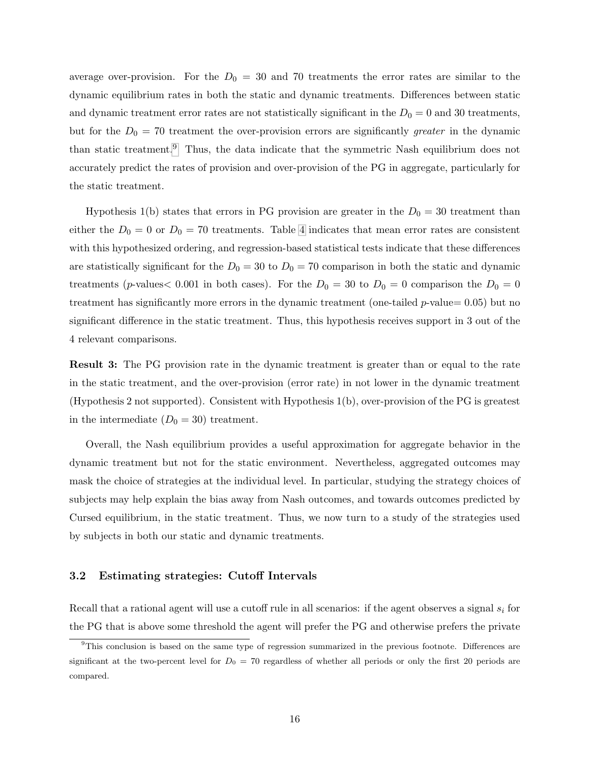average over-provision. For the $D_0 = 30$ and 70 treatments the error rates are similar to the dynamic equilibrium rates in both the static and dynamic treatments. Differences between static and dynamic treatment error rates are not statistically significant in the $D_0 = 0$ and 30 treatments, but for the $D_0 = 70$ treatment the over-provision errors are significantly *greater* in the dynamic than static treatment.[9] Thus, the data indicate that the symmetric Nash equilibrium does not accurately predict the rates of provision and over-provision of the PG in aggregate, particularly for the static treatment.

Hypothesis 1(b) states that errors in PG provision are greater in the $D_0 = 30$ treatment than either the $D_0 = 0$ or $D_0 = 70$ treatments. Table 4 indicates that mean error rates are consistent with this hypothesized ordering, and regression-based statistical tests indicate that these differences are statistically significant for the $D_0 = 30$ to $D_0 = 70$ comparison in both the static and dynamic treatments ($p$-values$< 0.001$ in both cases). For the $D_0 = 30$ to $D_0 = 0$ comparison the $D_0 = 0$ treatment has significantly more errors in the dynamic treatment (one-tailed $p$-value$= 0.05$) but no significant difference in the static treatment. Thus, this hypothesis receives support in 3 out of the 4 relevant comparisons.

**Result 3:** The PG provision rate in the dynamic treatment is greater than or equal to the rate in the static treatment, and the over-provision (error rate) in not lower in the dynamic treatment (Hypothesis 2 not supported). Consistent with Hypothesis 1(b), over-provision of the PG is greatest in the intermediate ($D_0 = 30$) treatment.

Overall, the Nash equilibrium provides a useful approximation for aggregate behavior in the dynamic treatment but not for the static environment. Nevertheless, aggregated outcomes may mask the choice of strategies at the individual level. In particular, studying the strategy choices of subjects may help explain the bias away from Nash outcomes, and towards outcomes predicted by Cursed equilibrium, in the static treatment. Thus, we now turn to a study of the strategies used by subjects in both our static and dynamic treatments.

### 3.2 Estimating strategies: Cutoff Intervals

Recall that a rational agent will use a cutoff rule in all scenarios: if the agent observes a signal $s_i$ for the PG that is above some threshold the agent will prefer the PG and otherwise prefers the private

[9] This conclusion is based on the same type of regression summarized in the previous footnote. Differences are significant at the two-percent level for $D_0 = 70$ regardless of whether all periods or only the first 20 periods are compared.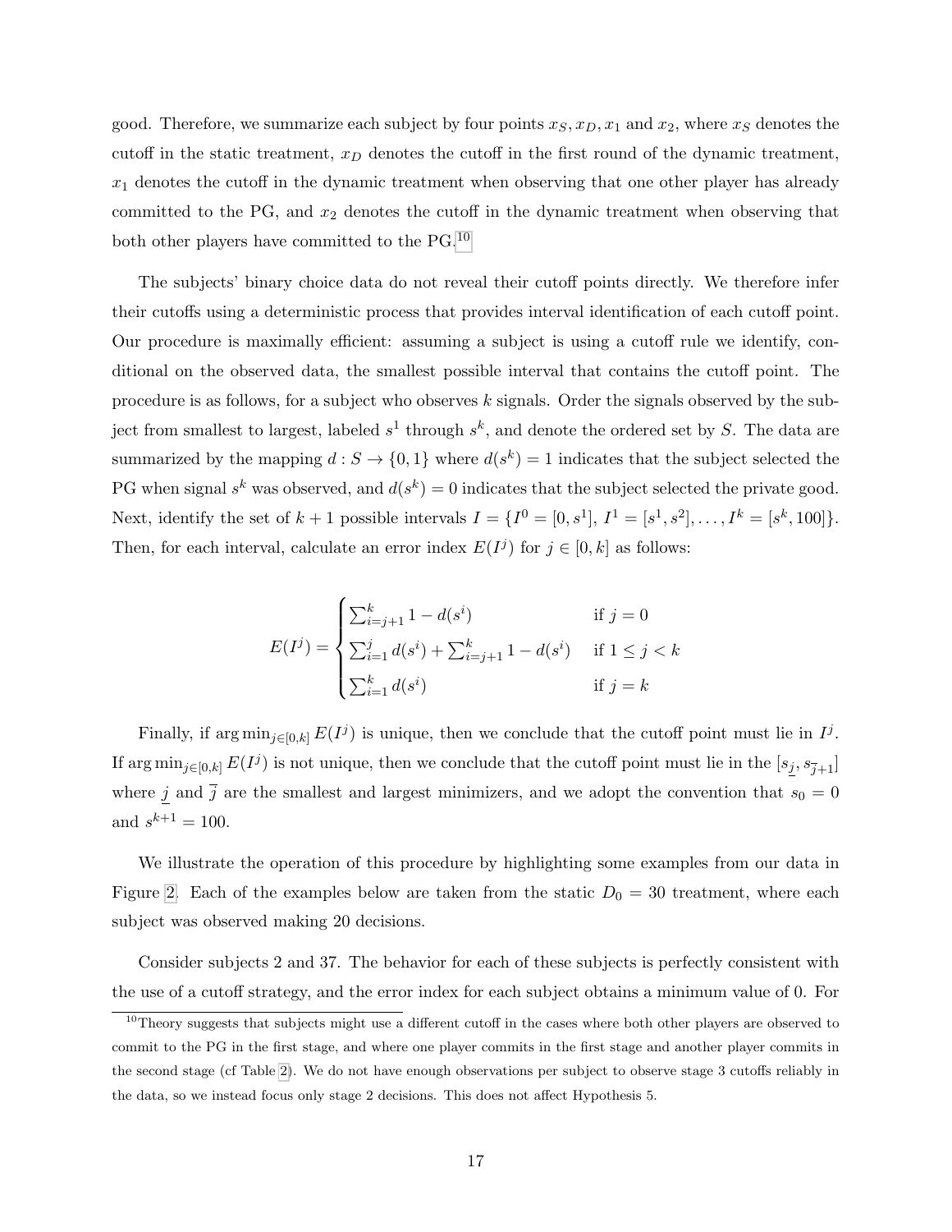good. Therefore, we summarize each subject by four points $x_S, x_D, x_1$ and $x_2$, where $x_S$ denotes the cutoff in the static treatment, $x_D$ denotes the cutoff in the first round of the dynamic treatment, $x_1$ denotes the cutoff in the dynamic treatment when observing that one other player has already committed to the PG, and $x_2$ denotes the cutoff in the dynamic treatment when observing that both other players have committed to the PG.[10]

The subjects' binary choice data do not reveal their cutoff points directly. We therefore infer their cutoffs using a deterministic process that provides interval identification of each cutoff point. Our procedure is maximally efficient: assuming a subject is using a cutoff rule we identify, conditional on the observed data, the smallest possible interval that contains the cutoff point. The procedure is as follows, for a subject who observes $k$ signals. Order the signals observed by the subject from smallest to largest, labeled $s^1$ through $s^k$, and denote the ordered set by $S$. The data are summarized by the mapping $d : S \to \{0, 1\}$ where $d(s^k) = 1$ indicates that the subject selected the PG when signal $s^k$ was observed, and $d(s^k) = 0$ indicates that the subject selected the private good. Next, identify the set of $k + 1$ possible intervals $I = \{I^0 = [0, s^1], I^1 = [s^1, s^2], \ldots, I^k = [s^k, 100]\}$. Then, for each interval, calculate an error index $E(I^j)$ for $j \in [0, k]$ as follows:

$$
E(I^j) = \begin{cases} \sum_{i=j+1}^{k} 1 - d(s^i) & \text{if } j = 0 \\ \sum_{i=1}^{j} d(s^i) + \sum_{i=j+1}^{k} 1 - d(s^i) & \text{if } 1 \leq j < k \\ \sum_{i=1}^{k} d(s^i) & \text{if } j = k \end{cases}
$$

Finally, if $\arg\min_{j \in [0,k]} E(I^j)$ is unique, then we conclude that the cutoff point must lie in $I^j$. If $\arg\min_{j \in [0,k]} E(I^j)$ is not unique, then we conclude that the cutoff point must lie in the $[s_{\underline{j}}, s_{\overline{j}+1}]$ where $\underline{j}$ and $\overline{j}$ are the smallest and largest minimizers, and we adopt the convention that $s_0 = 0$ and $s^{k+1} = 100$.

We illustrate the operation of this procedure by highlighting some examples from our data in Figure 2. Each of the examples below are taken from the static $D_0 = 30$ treatment, where each subject was observed making 20 decisions.

Consider subjects 2 and 37. The behavior for each of these subjects is perfectly consistent with the use of a cutoff strategy, and the error index for each subject obtains a minimum value of 0. For

[10] Theory suggests that subjects might use a different cutoff in the cases where both other players are observed to commit to the PG in the first stage, and where one player commits in the first stage and another player commits in the second stage (cf Table 2). We do not have enough observations per subject to observe stage 3 cutoffs reliably in the data, so we instead focus only stage 2 decisions. This does not affect Hypothesis 5.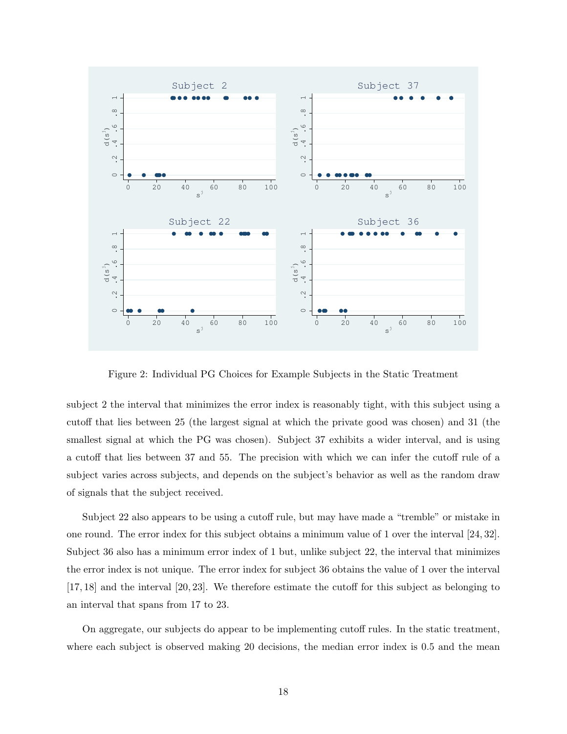Figure 2: Individual PG Choices for Example Subjects in the Static Treatment

subject 2 the interval that minimizes the error index is reasonably tight, with this subject using a cutoff that lies between 25 (the largest signal at which the private good was chosen) and 31 (the smallest signal at which the PG was chosen). Subject 37 exhibits a wider interval, and is using a cutoff that lies between 37 and 55. The precision with which we can infer the cutoff rule of a subject varies across subjects, and depends on the subject's behavior as well as the random draw of signals that the subject received.

Subject 22 also appears to be using a cutoff rule, but may have made a "tremble" or mistake in one round. The error index for this subject obtains a minimum value of 1 over the interval $[24, 32]$. Subject 36 also has a minimum error index of 1 but, unlike subject 22, the interval that minimizes the error index is not unique. The error index for subject 36 obtains the value of 1 over the interval $[17, 18]$ and the interval $[20, 23]$. We therefore estimate the cutoff for this subject as belonging to an interval that spans from 17 to 23.

On aggregate, our subjects do appear to be implementing cutoff rules. In the static treatment, where each subject is observed making 20 decisions, the median error index is 0.5 and the mean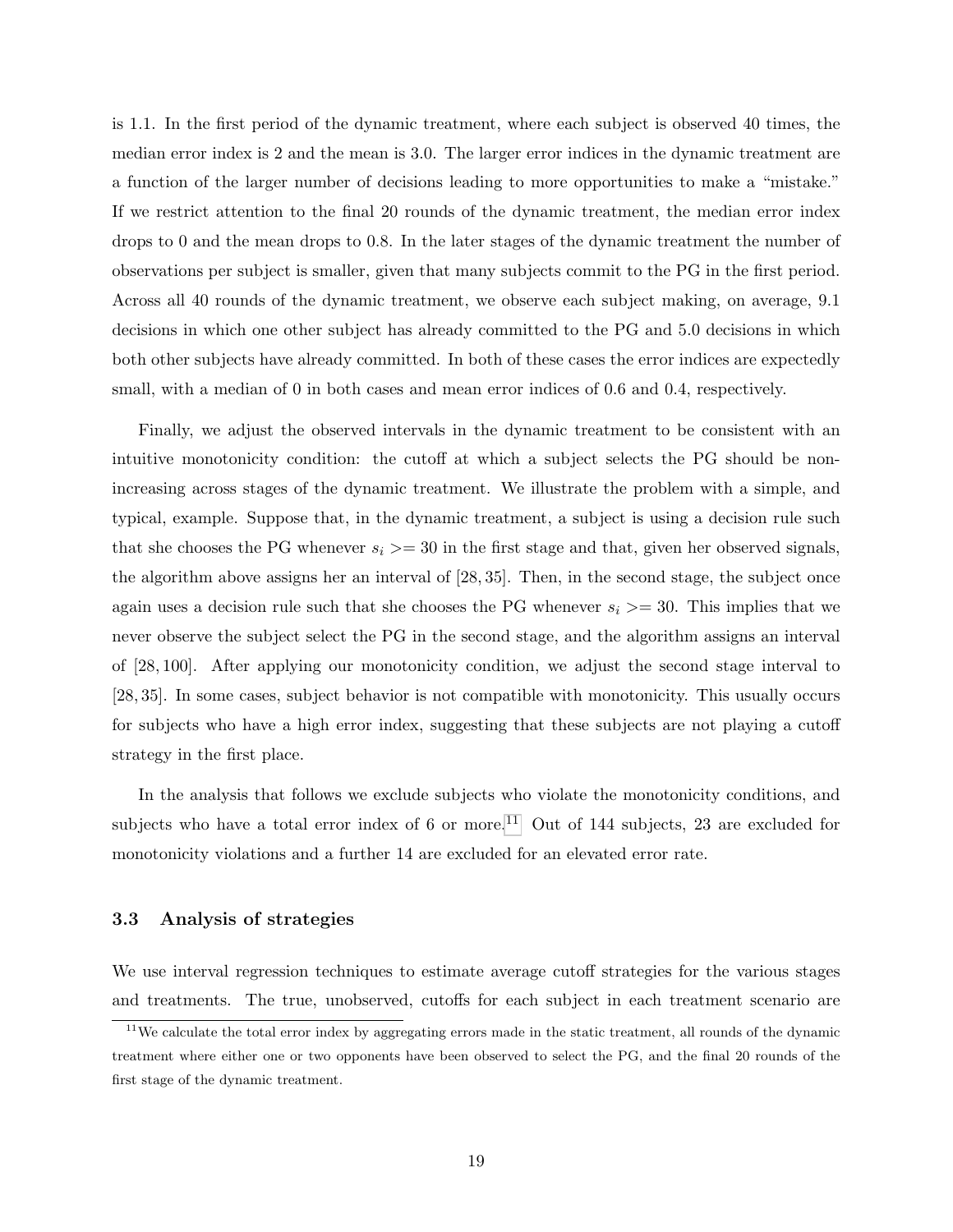is 1.1. In the first period of the dynamic treatment, where each subject is observed 40 times, the median error index is 2 and the mean is 3.0. The larger error indices in the dynamic treatment are a function of the larger number of decisions leading to more opportunities to make a "mistake." If we restrict attention to the final 20 rounds of the dynamic treatment, the median error index drops to 0 and the mean drops to 0.8. In the later stages of the dynamic treatment the number of observations per subject is smaller, given that many subjects commit to the PG in the first period. Across all 40 rounds of the dynamic treatment, we observe each subject making, on average, 9.1 decisions in which one other subject has already committed to the PG and 5.0 decisions in which both other subjects have already committed. In both of these cases the error indices are expectedly small, with a median of 0 in both cases and mean error indices of 0.6 and 0.4, respectively.

Finally, we adjust the observed intervals in the dynamic treatment to be consistent with an intuitive monotonicity condition: the cutoff at which a subject selects the PG should be non-increasing across stages of the dynamic treatment. We illustrate the problem with a simple, and typical, example. Suppose that, in the dynamic treatment, a subject is using a decision rule such that she chooses the PG whenever $s_i >= 30$ in the first stage and that, given her observed signals, the algorithm above assigns her an interval of $[28, 35]$. Then, in the second stage, the subject once again uses a decision rule such that she chooses the PG whenever $s_i >= 30$. This implies that we never observe the subject select the PG in the second stage, and the algorithm assigns an interval of $[28, 100]$. After applying our monotonicity condition, we adjust the second stage interval to $[28, 35]$. In some cases, subject behavior is not compatible with monotonicity. This usually occurs for subjects who have a high error index, suggesting that these subjects are not playing a cutoff strategy in the first place.

In the analysis that follows we exclude subjects who violate the monotonicity conditions, and subjects who have a total error index of 6 or more.[11] Out of 144 subjects, 23 are excluded for monotonicity violations and a further 14 are excluded for an elevated error rate.

### 3.3 Analysis of strategies

We use interval regression techniques to estimate average cutoff strategies for the various stages and treatments. The true, unobserved, cutoffs for each subject in each treatment scenario are

[11] We calculate the total error index by aggregating errors made in the static treatment, all rounds of the dynamic treatment where either one or two opponents have been observed to select the PG, and the final 20 rounds of the first stage of the dynamic treatment.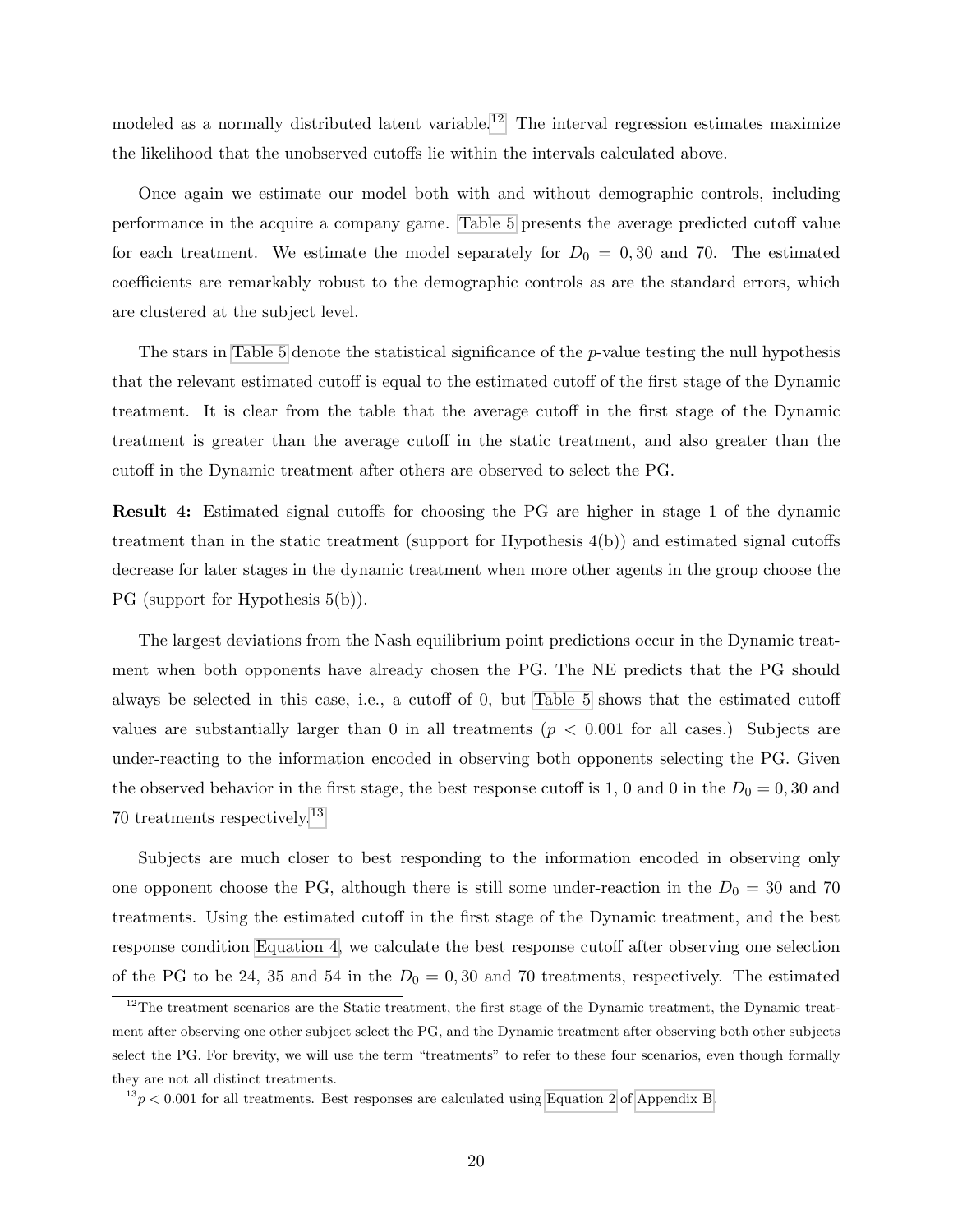modeled as a normally distributed latent variable.[12] The interval regression estimates maximize the likelihood that the unobserved cutoffs lie within the intervals calculated above.

Once again we estimate our model both with and without demographic controls, including performance in the acquire a company game. Table 5 presents the average predicted cutoff value for each treatment. We estimate the model separately for $D_0 = 0, 30$ and 70. The estimated coefficients are remarkably robust to the demographic controls as are the standard errors, which are clustered at the subject level.

The stars in Table 5 denote the statistical significance of the $p$-value testing the null hypothesis that the relevant estimated cutoff is equal to the estimated cutoff of the first stage of the Dynamic treatment. It is clear from the table that the average cutoff in the first stage of the Dynamic treatment is greater than the average cutoff in the static treatment, and also greater than the cutoff in the Dynamic treatment after others are observed to select the PG.

**Result 4:** Estimated signal cutoffs for choosing the PG are higher in stage 1 of the dynamic treatment than in the static treatment (support for Hypothesis 4(b)) and estimated signal cutoffs decrease for later stages in the dynamic treatment when more other agents in the group choose the PG (support for Hypothesis 5(b)).

The largest deviations from the Nash equilibrium point predictions occur in the Dynamic treatment when both opponents have already chosen the PG. The NE predicts that the PG should always be selected in this case, i.e., a cutoff of 0, but Table 5 shows that the estimated cutoff values are substantially larger than 0 in all treatments ($p < 0.001$ for all cases.) Subjects are under-reacting to the information encoded in observing both opponents selecting the PG. Given the observed behavior in the first stage, the best response cutoff is 1, 0 and 0 in the $D_0 = 0, 30$ and 70 treatments respectively.[13]

Subjects are much closer to best responding to the information encoded in observing only one opponent choose the PG, although there is still some under-reaction in the $D_0 = 30$ and 70 treatments. Using the estimated cutoff in the first stage of the Dynamic treatment, and the best response condition Equation 4, we calculate the best response cutoff after observing one selection of the PG to be 24, 35 and 54 in the $D_0 = 0, 30$ and 70 treatments, respectively. The estimated

[12] The treatment scenarios are the Static treatment, the first stage of the Dynamic treatment, the Dynamic treatment after observing one other subject select the PG, and the Dynamic treatment after observing both other subjects select the PG. For brevity, we will use the term "treatments" to refer to these four scenarios, even though formally they are not all distinct treatments.

[13] $p < 0.001$ for all treatments. Best responses are calculated using Equation 2 of Appendix B.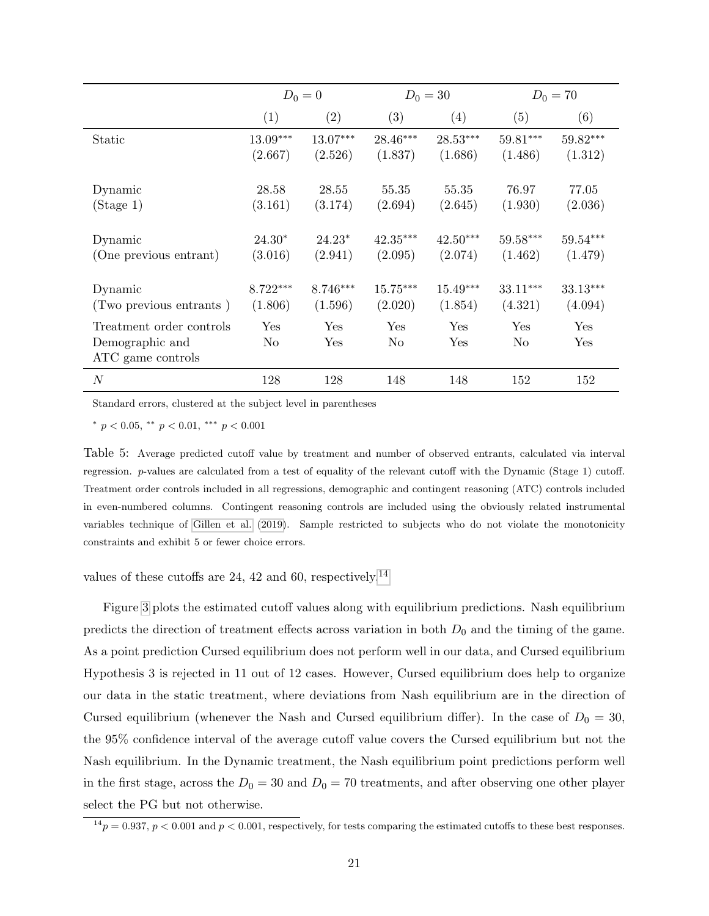| | $D_0 = 0$ | | $D_0 = 30$ | | $D_0 = 70$ | |
|---|---|---|---|---|---|---|
| | (1) | (2) | (3) | (4) | (5) | (6) |
| Static | 13.09*** | 13.07*** | 28.46*** | 28.53*** | 59.81*** | 59.82*** |
| | (2.667) | (2.526) | (1.837) | (1.686) | (1.486) | (1.312) |
| Dynamic | 28.58 | 28.55 | 55.35 | 55.35 | 76.97 | 77.05 |
| (Stage 1) | (3.161) | (3.174) | (2.694) | (2.645) | (1.930) | (2.036) |
| Dynamic | 24.30* | 24.23* | 42.35*** | 42.50*** | 59.58*** | 59.54*** |
| (One previous entrant) | (3.016) | (2.941) | (2.095) | (2.074) | (1.462) | (1.479) |
| Dynamic | 8.722*** | 8.746*** | 15.75*** | 15.49*** | 33.11*** | 33.13*** |
| (Two previous entrants ) | (1.806) | (1.596) | (2.020) | (1.854) | (4.321) | (4.094) |
| Treatment order controls | Yes | Yes | Yes | Yes | Yes | Yes |
| Demographic and ATC game controls | No | Yes | No | Yes | No | Yes |
| $N$ | 128 | 128 | 148 | 148 | 152 | 152 |

Standard errors, clustered at the subject level in parentheses

* $p < 0.05$, ** $p < 0.01$, *** $p < 0.001$

Table 5: Average predicted cutoff value by treatment and number of observed entrants, calculated via interval regression. $p$-values are calculated from a test of equality of the relevant cutoff with the Dynamic (Stage 1) cutoff. Treatment order controls included in all regressions, demographic and contingent reasoning (ATC) controls included in even-numbered columns. Contingent reasoning controls are included using the obviously related instrumental variables technique of Gillen et al. (2019). Sample restricted to subjects who do not violate the monotonicity constraints and exhibit 5 or fewer choice errors.

values of these cutoffs are 24, 42 and 60, respectively.[14]

Figure 3 plots the estimated cutoff values along with equilibrium predictions. Nash equilibrium predicts the direction of treatment effects across variation in both $D_0$ and the timing of the game. As a point prediction Cursed equilibrium does not perform well in our data, and Cursed equilibrium Hypothesis 3 is rejected in 11 out of 12 cases. However, Cursed equilibrium does help to organize our data in the static treatment, where deviations from Nash equilibrium are in the direction of Cursed equilibrium (whenever the Nash and Cursed equilibrium differ). In the case of $D_0 = 30$, the 95% confidence interval of the average cutoff value covers the Cursed equilibrium but not the Nash equilibrium. In the Dynamic treatment, the Nash equilibrium point predictions perform well in the first stage, across the $D_0 = 30$ and $D_0 = 70$ treatments, and after observing one other player select the PG but not otherwise.

[14] $p = 0.937$, $p < 0.001$ and $p < 0.001$, respectively, for tests comparing the estimated cutoffs to these best responses.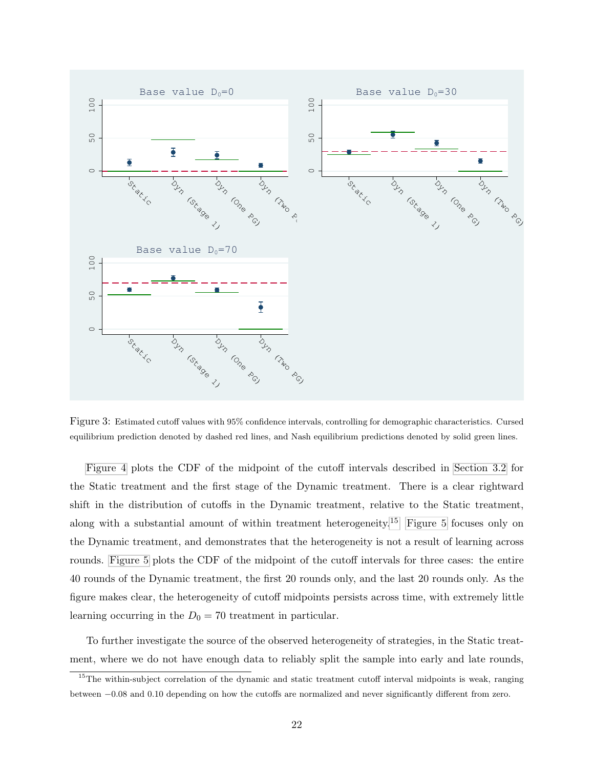Figure 3: Estimated cutoff values with 95% confidence intervals, controlling for demographic characteristics. Cursed equilibrium prediction denoted by dashed red lines, and Nash equilibrium predictions denoted by solid green lines.

Figure 4 plots the CDF of the midpoint of the cutoff intervals described in Section 3.2 for the Static treatment and the first stage of the Dynamic treatment. There is a clear rightward shift in the distribution of cutoffs in the Dynamic treatment, relative to the Static treatment, along with a substantial amount of within treatment heterogeneity.[15] Figure 5 focuses only on the Dynamic treatment, and demonstrates that the heterogeneity is not a result of learning across rounds. Figure 5 plots the CDF of the midpoint of the cutoff intervals for three cases: the entire 40 rounds of the Dynamic treatment, the first 20 rounds only, and the last 20 rounds only. As the figure makes clear, the heterogeneity of cutoff midpoints persists across time, with extremely little learning occurring in the $D_0 = 70$ treatment in particular.

To further investigate the source of the observed heterogeneity of strategies, in the Static treatment, where we do not have enough data to reliably split the sample into early and late rounds,

[15] The within-subject correlation of the dynamic and static treatment cutoff interval midpoints is weak, ranging between $-0.08$ and $0.10$ depending on how the cutoffs are normalized and never significantly different from zero.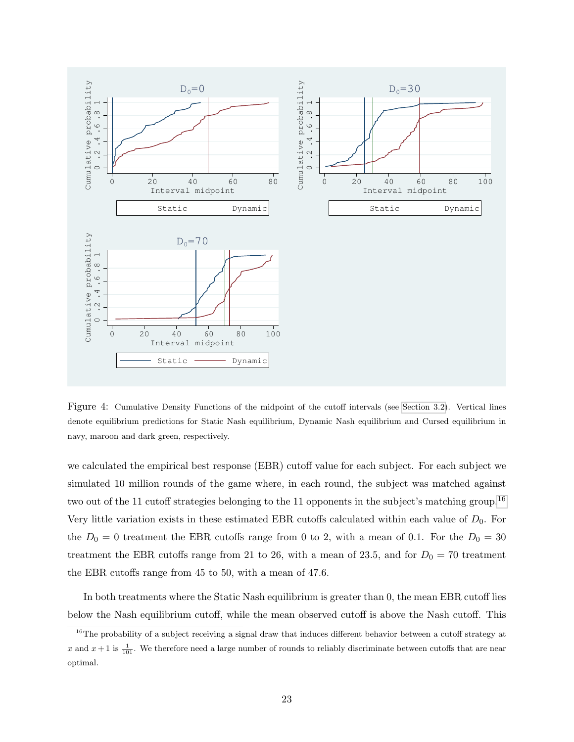Figure 4: Cumulative Density Functions of the midpoint of the cutoff intervals (see Section 3.2). Vertical lines denote equilibrium predictions for Static Nash equilibrium, Dynamic Nash equilibrium and Cursed equilibrium in navy, maroon and dark green, respectively.

we calculated the empirical best response (EBR) cutoff value for each subject. For each subject we simulated 10 million rounds of the game where, in each round, the subject was matched against two out of the 11 cutoff strategies belonging to the 11 opponents in the subject's matching group.[16] Very little variation exists in these estimated EBR cutoffs calculated within each value of $D_0$. For the $D_0 = 0$ treatment the EBR cutoffs range from 0 to 2, with a mean of 0.1. For the $D_0 = 30$ treatment the EBR cutoffs range from 21 to 26, with a mean of 23.5, and for $D_0 = 70$ treatment the EBR cutoffs range from 45 to 50, with a mean of 47.6.

In both treatments where the Static Nash equilibrium is greater than 0, the mean EBR cutoff lies below the Nash equilibrium cutoff, while the mean observed cutoff is above the Nash cutoff. This

[16] The probability of a subject receiving a signal draw that induces different behavior between a cutoff strategy at $x$ and $x+1$ is $\frac{1}{101}$. We therefore need a large number of rounds to reliably discriminate between cutoffs that are near optimal.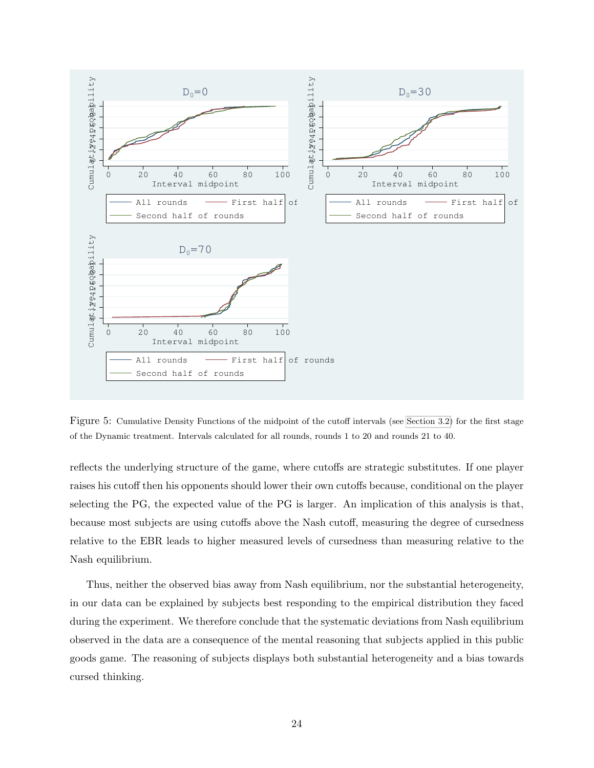Figure 5: Cumulative Density Functions of the midpoint of the cutoff intervals (see Section 3.2) for the first stage of the Dynamic treatment. Intervals calculated for all rounds, rounds 1 to 20 and rounds 21 to 40.

reflects the underlying structure of the game, where cutoffs are strategic substitutes. If one player raises his cutoff then his opponents should lower their own cutoffs because, conditional on the player selecting the PG, the expected value of the PG is larger. An implication of this analysis is that, because most subjects are using cutoffs above the Nash cutoff, measuring the degree of cursedness relative to the EBR leads to higher measured levels of cursedness than measuring relative to the Nash equilibrium.

Thus, neither the observed bias away from Nash equilibrium, nor the substantial heterogeneity, in our data can be explained by subjects best responding to the empirical distribution they faced during the experiment. We therefore conclude that the systematic deviations from Nash equilibrium observed in the data are a consequence of the mental reasoning that subjects applied in this public goods game. The reasoning of subjects displays both substantial heterogeneity and a bias towards cursed thinking.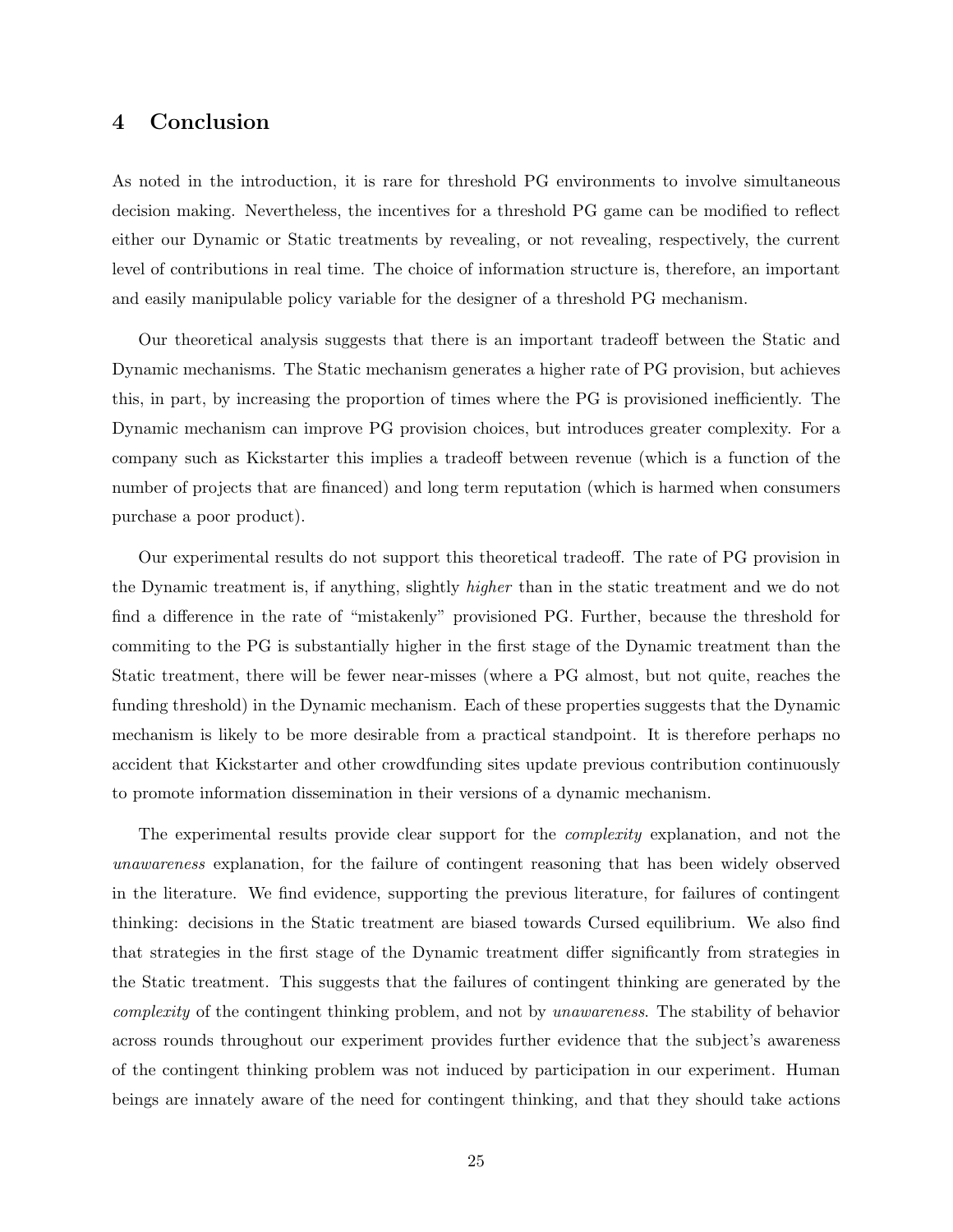## 4 Conclusion

As noted in the introduction, it is rare for threshold PG environments to involve simultaneous decision making. Nevertheless, the incentives for a threshold PG game can be modified to reflect either our Dynamic or Static treatments by revealing, or not revealing, respectively, the current level of contributions in real time. The choice of information structure is, therefore, an important and easily manipulable policy variable for the designer of a threshold PG mechanism.

Our theoretical analysis suggests that there is an important tradeoff between the Static and Dynamic mechanisms. The Static mechanism generates a higher rate of PG provision, but achieves this, in part, by increasing the proportion of times where the PG is provisioned inefficiently. The Dynamic mechanism can improve PG provision choices, but introduces greater complexity. For a company such as Kickstarter this implies a tradeoff between revenue (which is a function of the number of projects that are financed) and long term reputation (which is harmed when consumers purchase a poor product).

Our experimental results do not support this theoretical tradeoff. The rate of PG provision in the Dynamic treatment is, if anything, slightly *higher* than in the static treatment and we do not find a difference in the rate of "mistakenly" provisioned PG. Further, because the threshold for commiting to the PG is substantially higher in the first stage of the Dynamic treatment than the Static treatment, there will be fewer near-misses (where a PG almost, but not quite, reaches the funding threshold) in the Dynamic mechanism. Each of these properties suggests that the Dynamic mechanism is likely to be more desirable from a practical standpoint. It is therefore perhaps no accident that Kickstarter and other crowdfunding sites update previous contribution continuously to promote information dissemination in their versions of a dynamic mechanism.

The experimental results provide clear support for the *complexity* explanation, and not the *unawareness* explanation, for the failure of contingent reasoning that has been widely observed in the literature. We find evidence, supporting the previous literature, for failures of contingent thinking: decisions in the Static treatment are biased towards Cursed equilibrium. We also find that strategies in the first stage of the Dynamic treatment differ significantly from strategies in the Static treatment. This suggests that the failures of contingent thinking are generated by the *complexity* of the contingent thinking problem, and not by *unawareness*. The stability of behavior across rounds throughout our experiment provides further evidence that the subject's awareness of the contingent thinking problem was not induced by participation in our experiment. Human beings are innately aware of the need for contingent thinking, and that they should take actions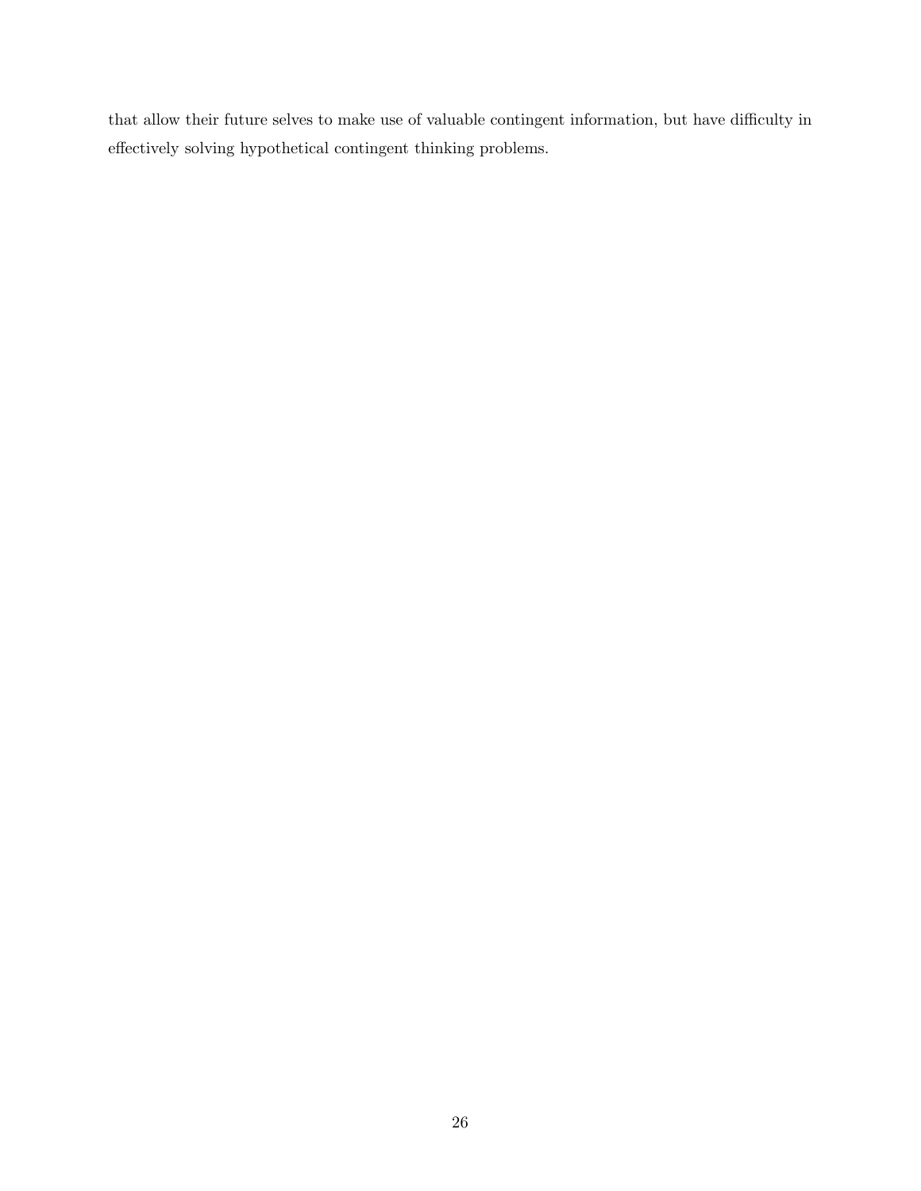that allow their future selves to make use of valuable contingent information, but have difficulty in effectively solving hypothetical contingent thinking problems.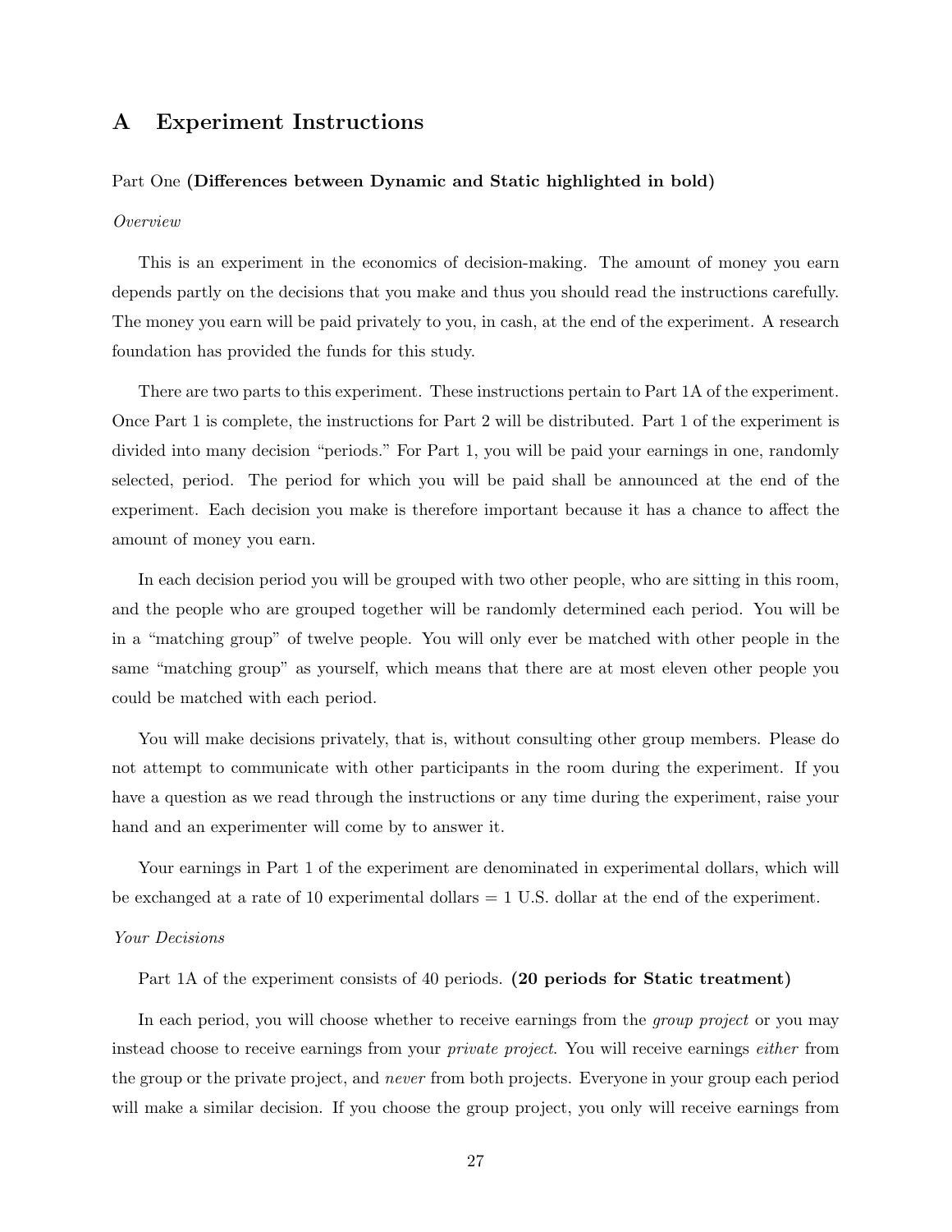# A Experiment Instructions

Part One **(Differences between Dynamic and Static highlighted in bold)**

*Overview*

This is an experiment in the economics of decision-making. The amount of money you earn depends partly on the decisions that you make and thus you should read the instructions carefully. The money you earn will be paid privately to you, in cash, at the end of the experiment. A research foundation has provided the funds for this study.

There are two parts to this experiment. These instructions pertain to Part 1A of the experiment. Once Part 1 is complete, the instructions for Part 2 will be distributed. Part 1 of the experiment is divided into many decision "periods." For Part 1, you will be paid your earnings in one, randomly selected, period. The period for which you will be paid shall be announced at the end of the experiment. Each decision you make is therefore important because it has a chance to affect the amount of money you earn.

In each decision period you will be grouped with two other people, who are sitting in this room, and the people who are grouped together will be randomly determined each period. You will be in a "matching group" of twelve people. You will only ever be matched with other people in the same "matching group" as yourself, which means that there are at most eleven other people you could be matched with each period.

You will make decisions privately, that is, without consulting other group members. Please do not attempt to communicate with other participants in the room during the experiment. If you have a question as we read through the instructions or any time during the experiment, raise your hand and an experimenter will come by to answer it.

Your earnings in Part 1 of the experiment are denominated in experimental dollars, which will be exchanged at a rate of 10 experimental dollars = 1 U.S. dollar at the end of the experiment.

*Your Decisions*

Part 1A of the experiment consists of 40 periods. **(20 periods for Static treatment)**

In each period, you will choose whether to receive earnings from the *group project* or you may instead choose to receive earnings from your *private project*. You will receive earnings *either* from the group or the private project, and *never* from both projects. Everyone in your group each period will make a similar decision. If you choose the group project, you only will receive earnings from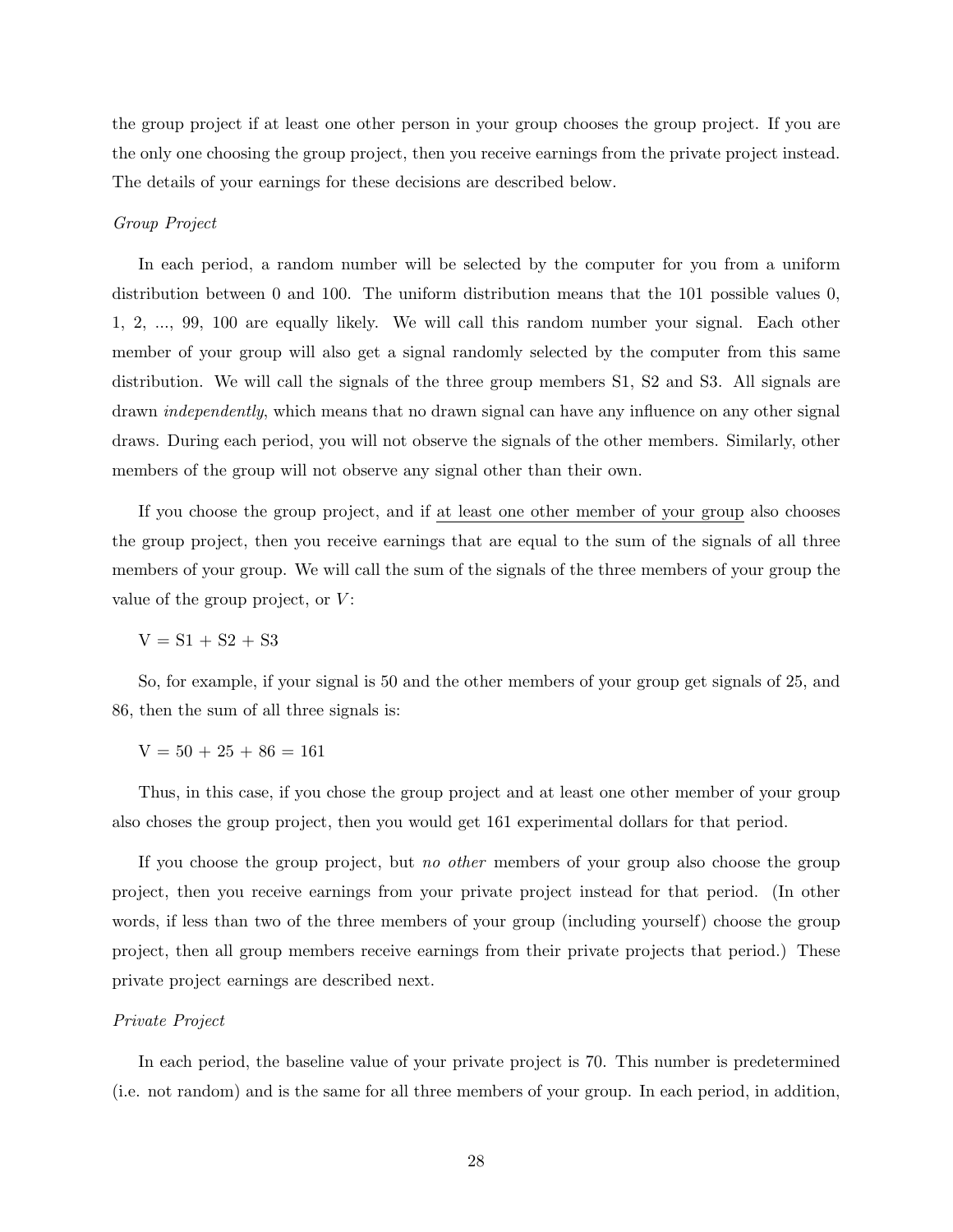the group project if at least one other person in your group chooses the group project. If you are the only one choosing the group project, then you receive earnings from the private project instead. The details of your earnings for these decisions are described below.

*Group Project*

In each period, a random number will be selected by the computer for you from a uniform distribution between 0 and 100. The uniform distribution means that the 101 possible values 0, 1, 2, ..., 99, 100 are equally likely. We will call this random number your signal. Each other member of your group will also get a signal randomly selected by the computer from this same distribution. We will call the signals of the three group members S1, S2 and S3. All signals are drawn *independently*, which means that no drawn signal can have any influence on any other signal draws. During each period, you will not observe the signals of the other members. Similarly, other members of the group will not observe any signal other than their own.

If you choose the group project, and if <u>at least one other member of your group</u> also chooses the group project, then you receive earnings that are equal to the sum of the signals of all three members of your group. We will call the sum of the signals of the three members of your group the value of the group project, or $V$:

V = S1 + S2 + S3

So, for example, if your signal is 50 and the other members of your group get signals of 25, and 86, then the sum of all three signals is:

V = 50 + 25 + 86 = 161

Thus, in this case, if you chose the group project and at least one other member of your group also choses the group project, then you would get 161 experimental dollars for that period.

If you choose the group project, but *no other* members of your group also choose the group project, then you receive earnings from your private project instead for that period. (In other words, if less than two of the three members of your group (including yourself) choose the group project, then all group members receive earnings from their private projects that period.) These private project earnings are described next.

*Private Project*

In each period, the baseline value of your private project is 70. This number is predetermined (i.e. not random) and is the same for all three members of your group. In each period, in addition,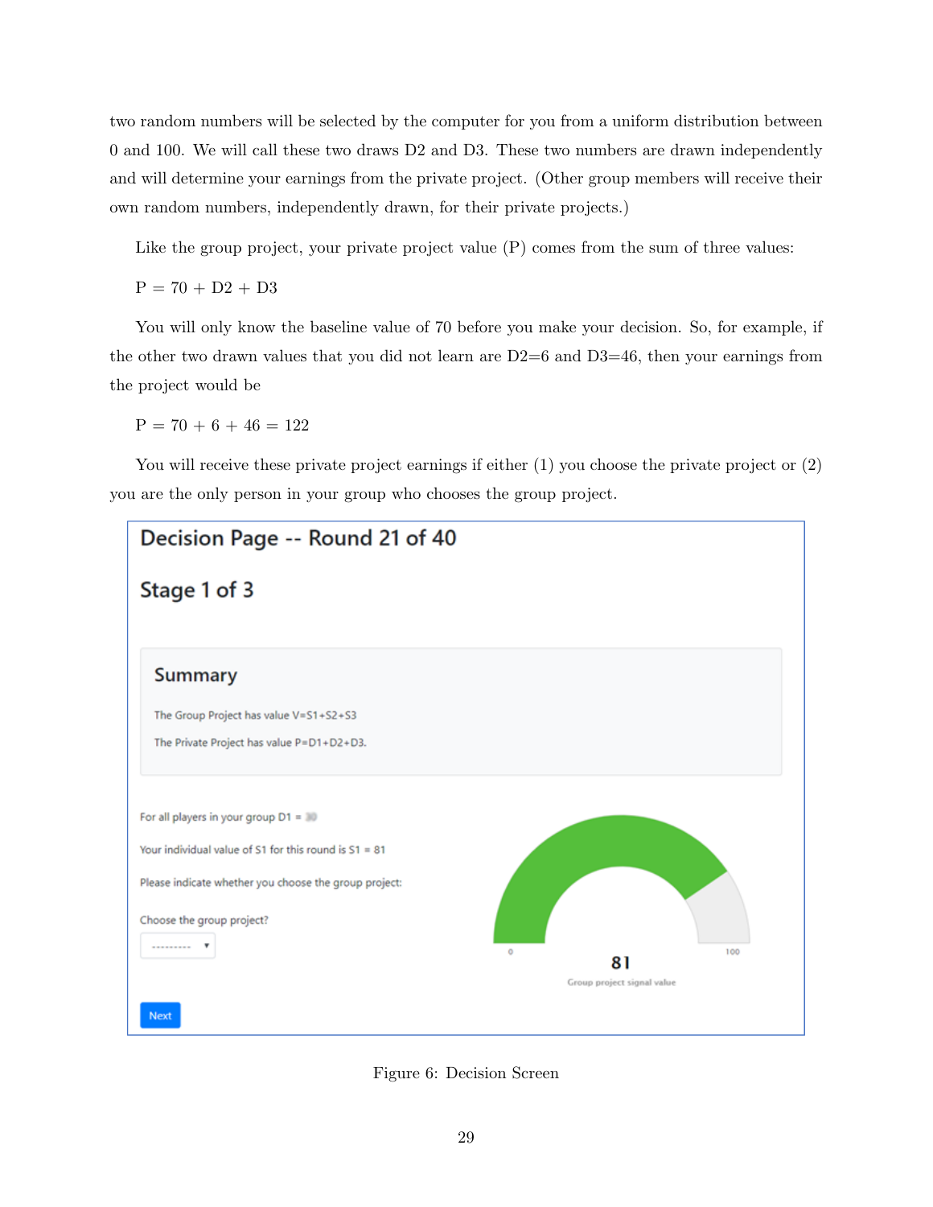two random numbers will be selected by the computer for you from a uniform distribution between 0 and 100. We will call these two draws D2 and D3. These two numbers are drawn independently and will determine your earnings from the private project. (Other group members will receive their own random numbers, independently drawn, for their private projects.)

Like the group project, your private project value (P) comes from the sum of three values:

P = 70 + D2 + D3

You will only know the baseline value of 70 before you make your decision. So, for example, if the other two drawn values that you did not learn are D2=6 and D3=46, then your earnings from the project would be

P = 70 + 6 + 46 = 122

You will receive these private project earnings if either (1) you choose the private project or (2) you are the only person in your group who chooses the group project.

## Decision Page -- Round 21 of 40

### Stage 1 of 3

**Summary**

The Group Project has value V=S1+S2+S3

The Private Project has value P=D1+D2+D3.

For all players in your group D1 = 

Your individual value of S1 for this round is S1 = 81

Please indicate whether you choose the group project:

Choose the group project?

0 — 81 — 100

Group project signal value

Next

Figure 6: Decision Screen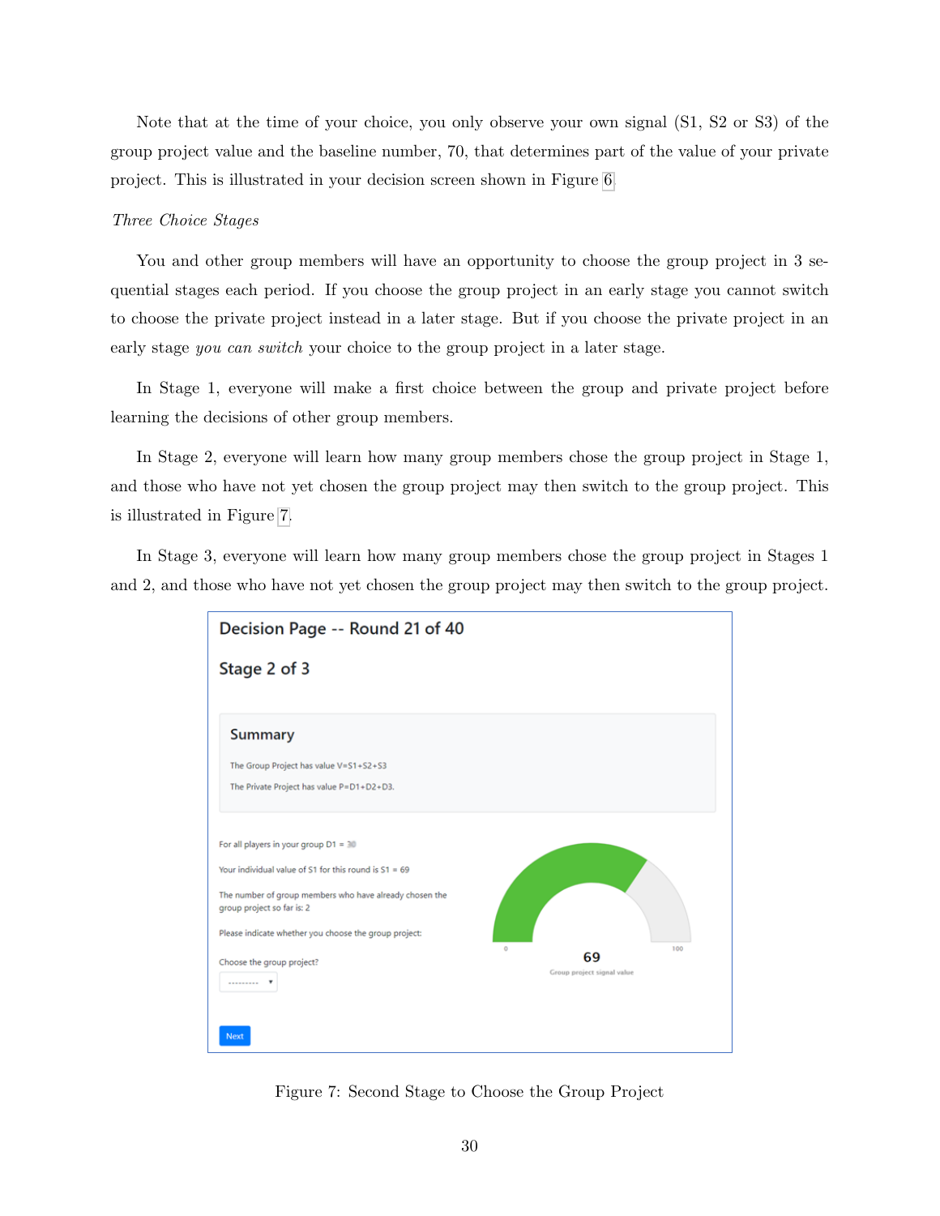Note that at the time of your choice, you only observe your own signal (S1, S2 or S3) of the group project value and the baseline number, 70, that determines part of the value of your private project. This is illustrated in your decision screen shown in Figure 6.

*Three Choice Stages*

You and other group members will have an opportunity to choose the group project in 3 sequential stages each period. If you choose the group project in an early stage you cannot switch to choose the private project instead in a later stage. But if you choose the private project in an early stage *you can switch* your choice to the group project in a later stage.

In Stage 1, everyone will make a first choice between the group and private project before learning the decisions of other group members.

In Stage 2, everyone will learn how many group members chose the group project in Stage 1, and those who have not yet chosen the group project may then switch to the group project. This is illustrated in Figure 7.

In Stage 3, everyone will learn how many group members chose the group project in Stages 1 and 2, and those who have not yet chosen the group project may then switch to the group project.

Decision Page -- Round 21 of 40

Stage 2 of 3

Summary

The Group Project has value V=S1+S2+S3

The Private Project has value P=D1+D2+D3.

For all players in your group D1 = 30

Your individual value of S1 for this round is S1 = 69

The number of group members who have already chosen the group project so far is: 2

Please indicate whether you choose the group project:

Choose the group project?

Next

0 100

69

Group project signal value

Figure 7: Second Stage to Choose the Group Project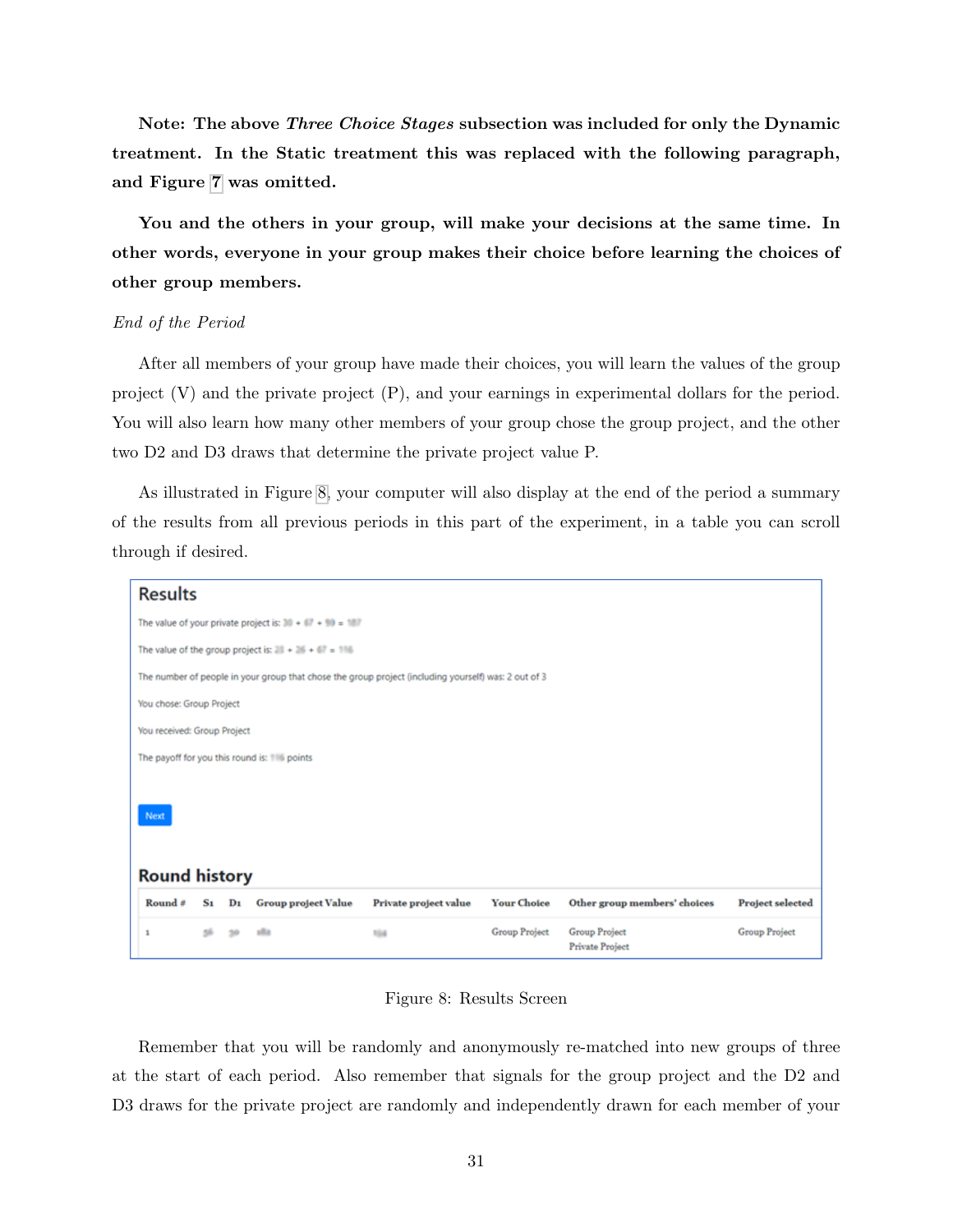**Note: The above *Three Choice Stages* subsection was included for only the Dynamic treatment. In the Static treatment this was replaced with the following paragraph, and Figure 7 was omitted.**

**You and the others in your group, will make your decisions at the same time. In other words, everyone in your group makes their choice before learning the choices of other group members.**

*End of the Period*

After all members of your group have made their choices, you will learn the values of the group project (V) and the private project (P), and your earnings in experimental dollars for the period. You will also learn how many other members of your group chose the group project, and the other two D2 and D3 draws that determine the private project value P.

As illustrated in Figure 8, your computer will also display at the end of the period a summary of the results from all previous periods in this part of the experiment, in a table you can scroll through if desired.

## Results

The value of your private project is: 30 + 67 + 99 = 187

The value of the group project is: 23 + 26 + 67 = 116

The number of people in your group that chose the group project (including yourself) was: 2 out of 3

You chose: Group Project

You received: Group Project

The payoff for you this round is: 116 points

Next

## Round history

| Round # | $S_1$ | $D_1$ | Group project Value | Private project value | Your Choice | Other group members' choices | Project selected |
|---|---|---|---|---|---|---|---|
| 1 | 56 | 30 | 182 | 104 | Group Project | Group Project<br>Private Project | Group Project |

Figure 8: Results Screen

Remember that you will be randomly and anonymously re-matched into new groups of three at the start of each period. Also remember that signals for the group project and the D2 and D3 draws for the private project are randomly and independently drawn for each member of your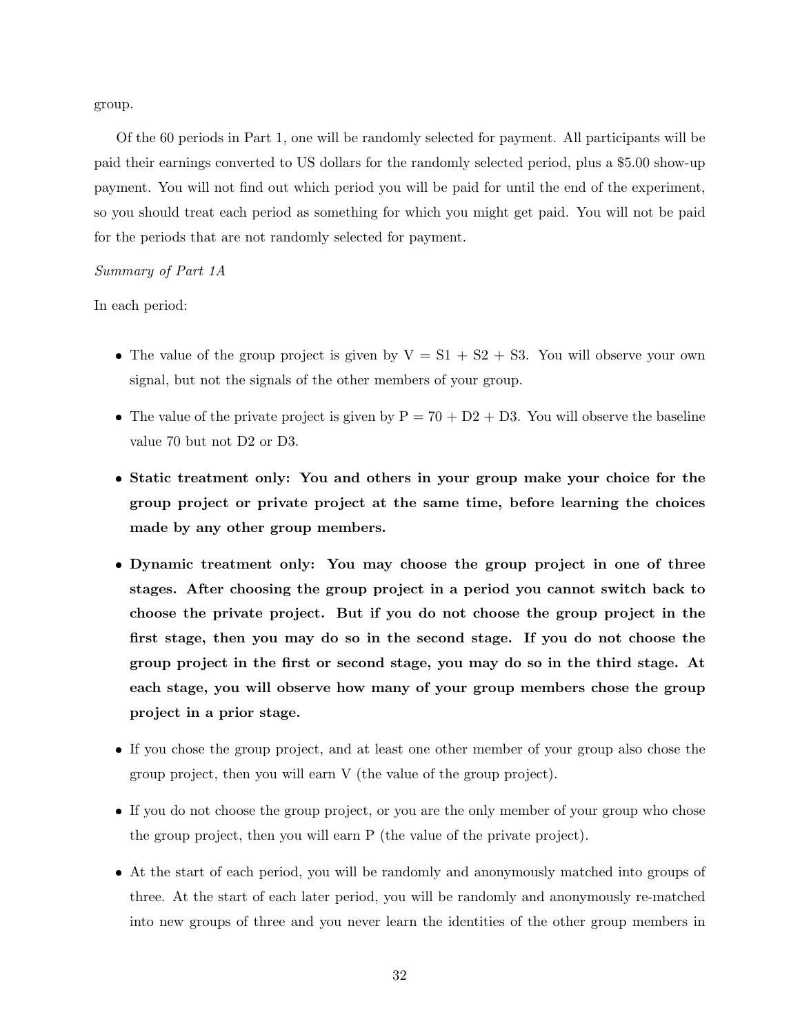group.

Of the 60 periods in Part 1, one will be randomly selected for payment. All participants will be paid their earnings converted to US dollars for the randomly selected period, plus a $5.00 show-up payment. You will not find out which period you will be paid for until the end of the experiment, so you should treat each period as something for which you might get paid. You will not be paid for the periods that are not randomly selected for payment.

*Summary of Part 1A*

In each period:

- The value of the group project is given by V = S1 + S2 + S3. You will observe your own signal, but not the signals of the other members of your group.
- The value of the private project is given by P = 70 + D2 + D3. You will observe the baseline value 70 but not D2 or D3.
- **Static treatment only: You and others in your group make your choice for the group project or private project at the same time, before learning the choices made by any other group members.**
- **Dynamic treatment only: You may choose the group project in one of three stages. After choosing the group project in a period you cannot switch back to choose the private project. But if you do not choose the group project in the first stage, then you may do so in the second stage. If you do not choose the group project in the first or second stage, you may do so in the third stage. At each stage, you will observe how many of your group members chose the group project in a prior stage.**
- If you chose the group project, and at least one other member of your group also chose the group project, then you will earn V (the value of the group project).
- If you do not choose the group project, or you are the only member of your group who chose the group project, then you will earn P (the value of the private project).
- At the start of each period, you will be randomly and anonymously matched into groups of three. At the start of each later period, you will be randomly and anonymously re-matched into new groups of three and you never learn the identities of the other group members in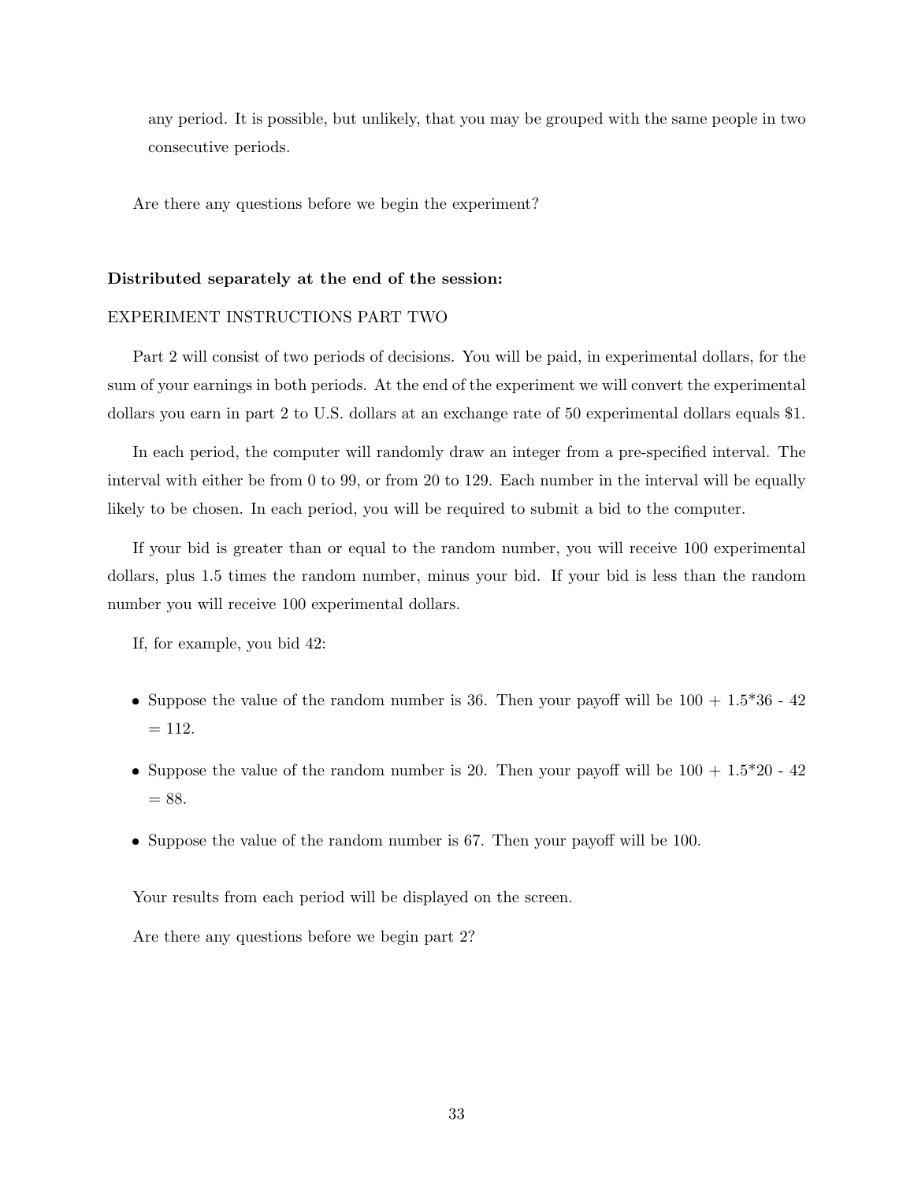any period. It is possible, but unlikely, that you may be grouped with the same people in two consecutive periods.

Are there any questions before we begin the experiment?

**Distributed separately at the end of the session:**

EXPERIMENT INSTRUCTIONS PART TWO

Part 2 will consist of two periods of decisions. You will be paid, in experimental dollars, for the sum of your earnings in both periods. At the end of the experiment we will convert the experimental dollars you earn in part 2 to U.S. dollars at an exchange rate of 50 experimental dollars equals $1.

In each period, the computer will randomly draw an integer from a pre-specified interval. The interval with either be from 0 to 99, or from 20 to 129. Each number in the interval will be equally likely to be chosen. In each period, you will be required to submit a bid to the computer.

If your bid is greater than or equal to the random number, you will receive 100 experimental dollars, plus 1.5 times the random number, minus your bid. If your bid is less than the random number you will receive 100 experimental dollars.

If, for example, you bid 42:

- Suppose the value of the random number is 36. Then your payoff will be 100 + 1.5*36 - 42 = 112.
- Suppose the value of the random number is 20. Then your payoff will be 100 + 1.5*20 - 42 = 88.
- Suppose the value of the random number is 67. Then your payoff will be 100.

Your results from each period will be displayed on the screen.

Are there any questions before we begin part 2?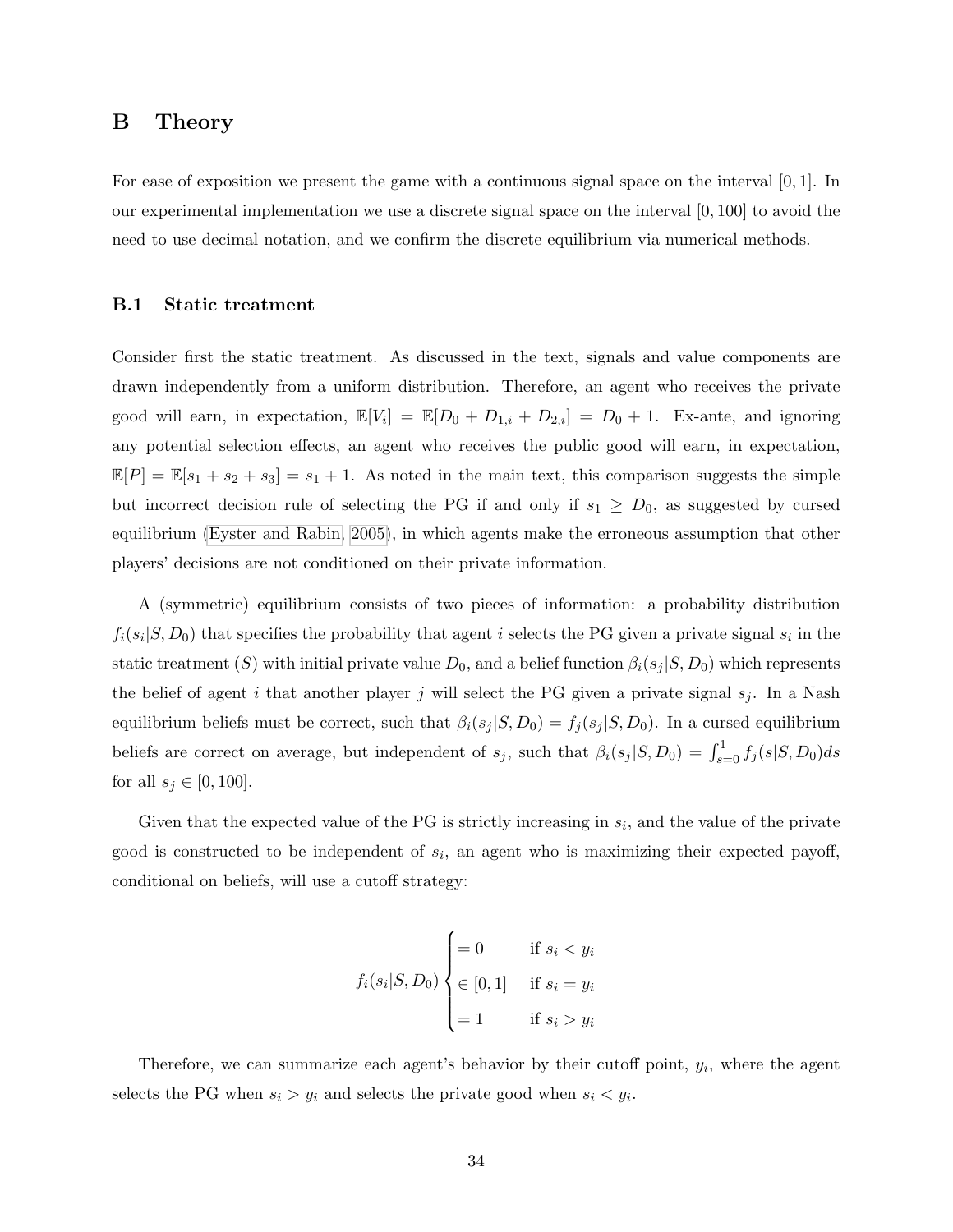# B Theory

For ease of exposition we present the game with a continuous signal space on the interval $[0, 1]$. In our experimental implementation we use a discrete signal space on the interval $[0, 100]$ to avoid the need to use decimal notation, and we confirm the discrete equilibrium via numerical methods.

## B.1 Static treatment

Consider first the static treatment. As discussed in the text, signals and value components are drawn independently from a uniform distribution. Therefore, an agent who receives the private good will earn, in expectation, $\mathbb{E}[V_i] = \mathbb{E}[D_0 + D_{1,i} + D_{2,i}] = D_0 + 1$. Ex-ante, and ignoring any potential selection effects, an agent who receives the public good will earn, in expectation, $\mathbb{E}[P] = \mathbb{E}[s_1 + s_2 + s_3] = s_1 + 1$. As noted in the main text, this comparison suggests the simple but incorrect decision rule of selecting the PG if and only if $s_1 \geq D_0$, as suggested by cursed equilibrium (Eyster and Rabin, 2005), in which agents make the erroneous assumption that other players' decisions are not conditioned on their private information.

A (symmetric) equilibrium consists of two pieces of information: a probability distribution $f_i(s_i|S, D_0)$ that specifies the probability that agent $i$ selects the PG given a private signal $s_i$ in the static treatment ($S$) with initial private value $D_0$, and a belief function $\beta_i(s_j|S, D_0)$ which represents the belief of agent $i$ that another player $j$ will select the PG given a private signal $s_j$. In a Nash equilibrium beliefs must be correct, such that $\beta_i(s_j|S, D_0) = f_j(s_j|S, D_0)$. In a cursed equilibrium beliefs are correct on average, but independent of $s_j$, such that $\beta_i(s_j|S, D_0) = \int_{s=0}^{1} f_j(s|S, D_0)ds$ for all $s_j \in [0, 100]$.

Given that the expected value of the PG is strictly increasing in $s_i$, and the value of the private good is constructed to be independent of $s_i$, an agent who is maximizing their expected payoff, conditional on beliefs, will use a cutoff strategy:

$$
f_i(s_i|S, D_0) \begin{cases} = 0 & \text{if } s_i < y_i \\ \in [0, 1] & \text{if } s_i = y_i \\ = 1 & \text{if } s_i > y_i \end{cases}
$$

Therefore, we can summarize each agent's behavior by their cutoff point, $y_i$, where the agent selects the PG when $s_i > y_i$ and selects the private good when $s_i < y_i$.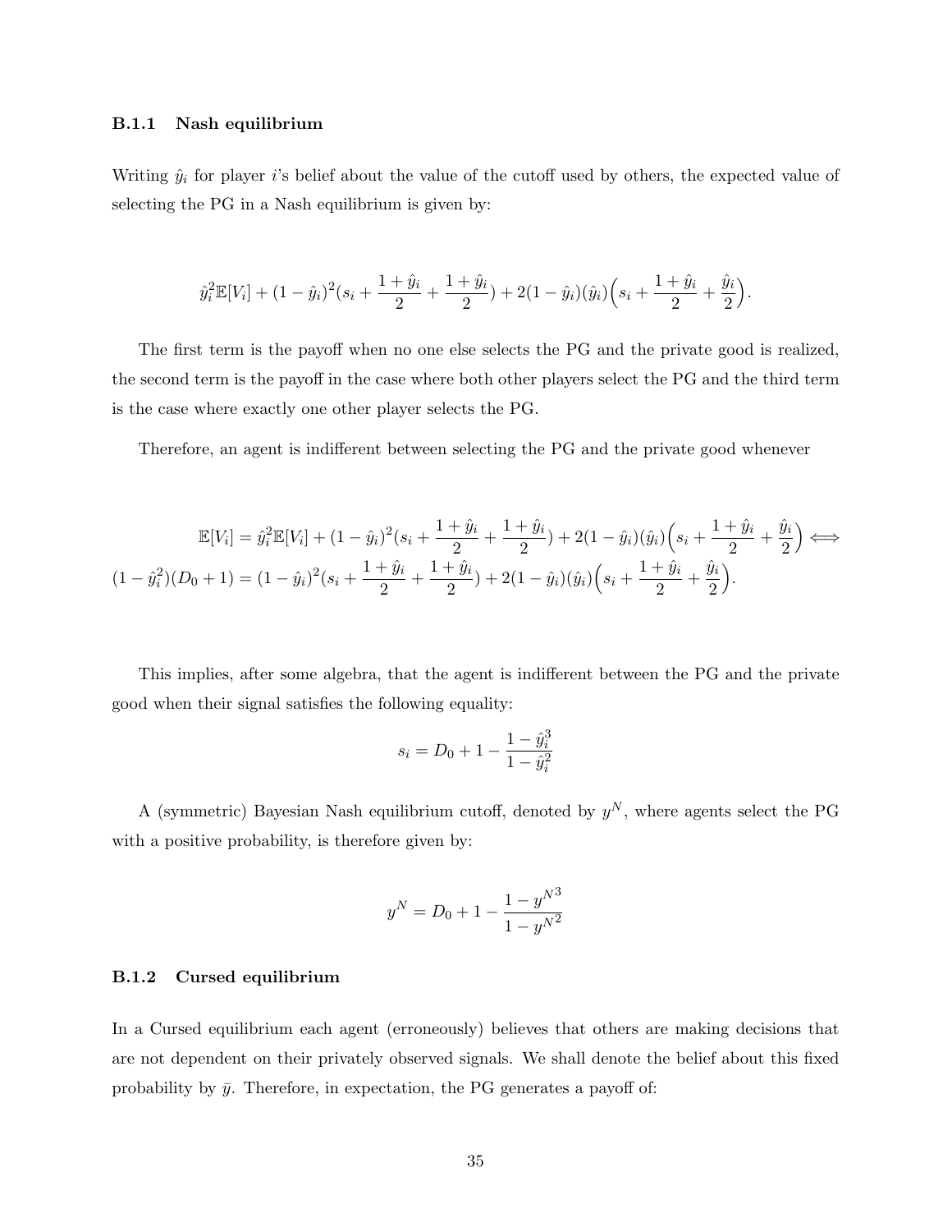### B.1.1 Nash equilibrium

Writing $\hat{y}_i$ for player $i$'s belief about the value of the cutoff used by others, the expected value of selecting the PG in a Nash equilibrium is given by:

$$\hat{y}_i^2 \mathbb{E}[V_i] + (1-\hat{y}_i)^2 (s_i + \frac{1+\hat{y}_i}{2} + \frac{1+\hat{y}_i}{2}) + 2(1-\hat{y}_i)(\hat{y}_i)\Big(s_i + \frac{1+\hat{y}_i}{2} + \frac{\hat{y}_i}{2}\Big).$$

The first term is the payoff when no one else selects the PG and the private good is realized, the second term is the payoff in the case where both other players select the PG and the third term is the case where exactly one other player selects the PG.

Therefore, an agent is indifferent between selecting the PG and the private good whenever

$$\mathbb{E}[V_i] = \hat{y}_i^2 \mathbb{E}[V_i] + (1-\hat{y}_i)^2 (s_i + \frac{1+\hat{y}_i}{2} + \frac{1+\hat{y}_i}{2}) + 2(1-\hat{y}_i)(\hat{y}_i)\Big(s_i + \frac{1+\hat{y}_i}{2} + \frac{\hat{y}_i}{2}\Big) \iff$$

$$(1-\hat{y}_i^2)(D_0+1) = (1-\hat{y}_i)^2 (s_i + \frac{1+\hat{y}_i}{2} + \frac{1+\hat{y}_i}{2}) + 2(1-\hat{y}_i)(\hat{y}_i)\Big(s_i + \frac{1+\hat{y}_i}{2} + \frac{\hat{y}_i}{2}\Big).$$

This implies, after some algebra, that the agent is indifferent between the PG and the private good when their signal satisfies the following equality:

$$s_i = D_0 + 1 - \frac{1-\hat{y}_i^3}{1-\hat{y}_i^2}$$

A (symmetric) Bayesian Nash equilibrium cutoff, denoted by $y^N$, where agents select the PG with a positive probability, is therefore given by:

$$y^N = D_0 + 1 - \frac{1-{y^N}^3}{1-{y^N}^2}$$

### B.1.2 Cursed equilibrium

In a Cursed equilibrium each agent (erroneously) believes that others are making decisions that are not dependent on their privately observed signals. We shall denote the belief about this fixed probability by $\bar{y}$. Therefore, in expectation, the PG generates a payoff of: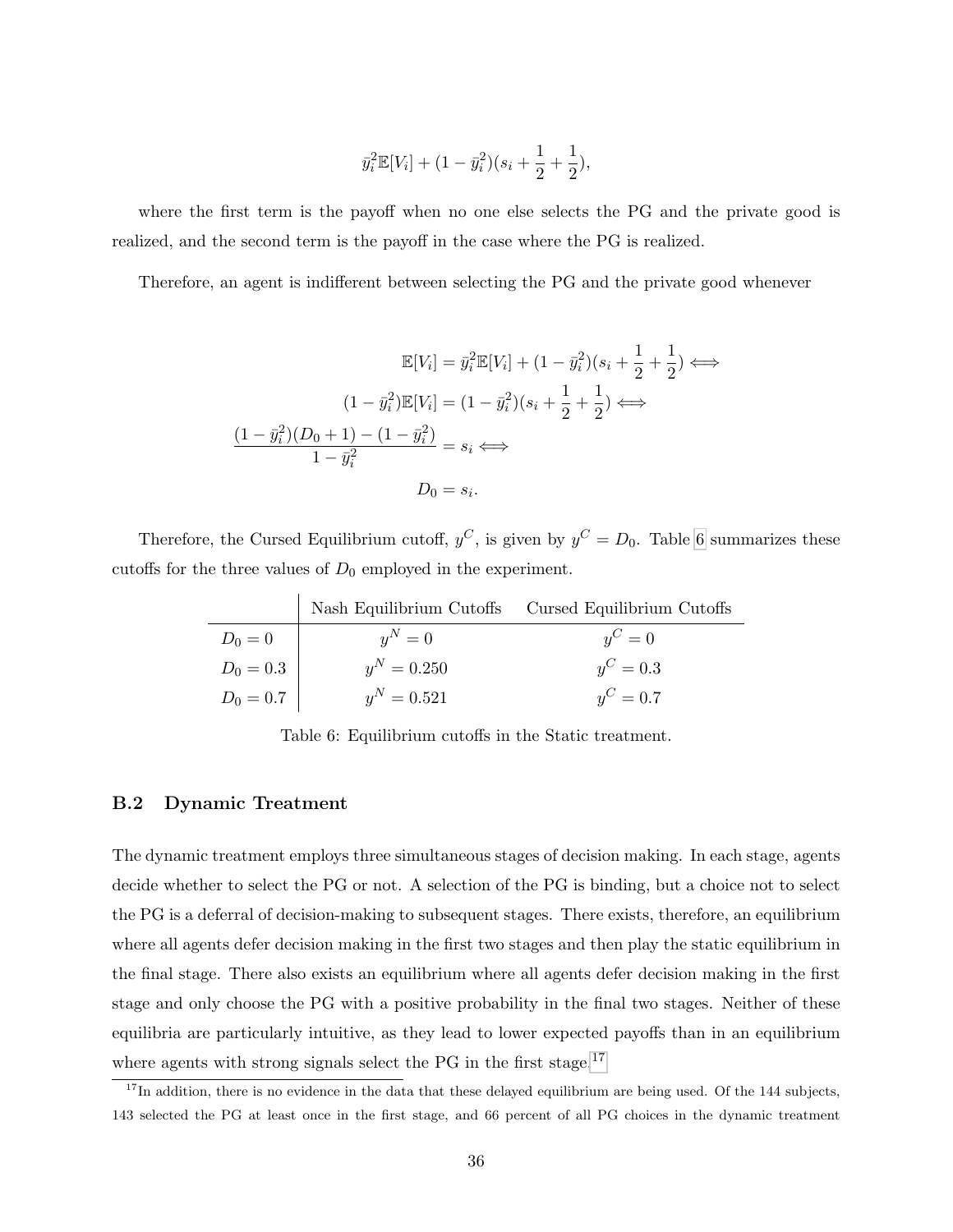$$\bar{y}_i^2\mathbb{E}[V_i] + (1 - \bar{y}_i^2)(s_i + \frac{1}{2} + \frac{1}{2}),$$

where the first term is the payoff when no one else selects the PG and the private good is realized, and the second term is the payoff in the case where the PG is realized.

Therefore, an agent is indifferent between selecting the PG and the private good whenever

$$\begin{aligned}
\mathbb{E}[V_i] = \bar{y}_i^2\mathbb{E}[V_i] + (1 - \bar{y}_i^2)(s_i + \frac{1}{2} + \frac{1}{2}) &\iff \\
(1 - \bar{y}_i^2)\mathbb{E}[V_i] = (1 - \bar{y}_i^2)(s_i + \frac{1}{2} + \frac{1}{2}) &\iff \\
\frac{(1 - \bar{y}_i^2)(D_0 + 1) - (1 - \bar{y}_i^2)}{1 - \bar{y}_i^2} = s_i &\iff \\
D_0 = s_i.&
\end{aligned}$$

Therefore, the Cursed Equilibrium cutoff, $y^C$, is given by $y^C = D_0$. Table 6 summarizes these cutoffs for the three values of $D_0$ employed in the experiment.

| | Nash Equilibrium Cutoffs | Cursed Equilibrium Cutoffs |
|---|---|---|
| $D_0 = 0$ | $y^N = 0$ | $y^C = 0$ |
| $D_0 = 0.3$ | $y^N = 0.250$ | $y^C = 0.3$ |
| $D_0 = 0.7$ | $y^N = 0.521$ | $y^C = 0.7$ |

Table 6: Equilibrium cutoffs in the Static treatment.

### B.2 Dynamic Treatment

The dynamic treatment employs three simultaneous stages of decision making. In each stage, agents decide whether to select the PG or not. A selection of the PG is binding, but a choice not to select the PG is a deferral of decision-making to subsequent stages. There exists, therefore, an equilibrium where all agents defer decision making in the first two stages and then play the static equilibrium in the final stage. There also exists an equilibrium where all agents defer decision making in the first stage and only choose the PG with a positive probability in the final two stages. Neither of these equilibria are particularly intuitive, as they lead to lower expected payoffs than in an equilibrium where agents with strong signals select the PG in the first stage.[17]

[17] In addition, there is no evidence in the data that these delayed equilibrium are being used. Of the 144 subjects, 143 selected the PG at least once in the first stage, and 66 percent of all PG choices in the dynamic treatment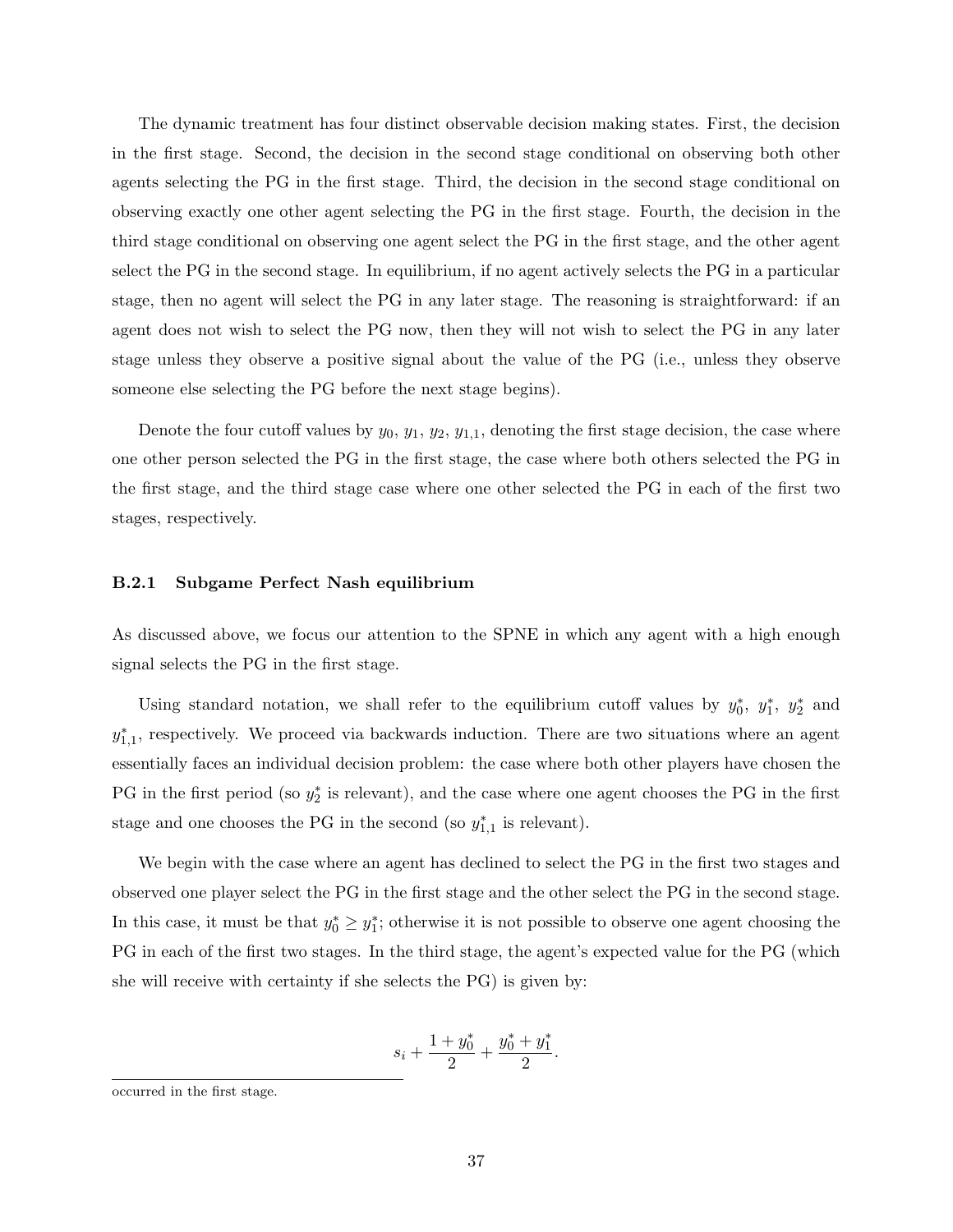The dynamic treatment has four distinct observable decision making states. First, the decision in the first stage. Second, the decision in the second stage conditional on observing both other agents selecting the PG in the first stage. Third, the decision in the second stage conditional on observing exactly one other agent selecting the PG in the first stage. Fourth, the decision in the third stage conditional on observing one agent select the PG in the first stage, and the other agent select the PG in the second stage. In equilibrium, if no agent actively selects the PG in a particular stage, then no agent will select the PG in any later stage. The reasoning is straightforward: if an agent does not wish to select the PG now, then they will not wish to select the PG in any later stage unless they observe a positive signal about the value of the PG (i.e., unless they observe someone else selecting the PG before the next stage begins).

Denote the four cutoff values by $y_0$, $y_1$, $y_2$, $y_{1,1}$, denoting the first stage decision, the case where one other person selected the PG in the first stage, the case where both others selected the PG in the first stage, and the third stage case where one other selected the PG in each of the first two stages, respectively.

### B.2.1 Subgame Perfect Nash equilibrium

As discussed above, we focus our attention to the SPNE in which any agent with a high enough signal selects the PG in the first stage.

Using standard notation, we shall refer to the equilibrium cutoff values by $y_0^*$, $y_1^*$, $y_2^*$ and $y_{1,1}^*$, respectively. We proceed via backwards induction. There are two situations where an agent essentially faces an individual decision problem: the case where both other players have chosen the PG in the first period (so $y_2^*$ is relevant), and the case where one agent chooses the PG in the first stage and one chooses the PG in the second (so $y_{1,1}^*$ is relevant).

We begin with the case where an agent has declined to select the PG in the first two stages and observed one player select the PG in the first stage and the other select the PG in the second stage. In this case, it must be that $y_0^* \geq y_1^*$; otherwise it is not possible to observe one agent choosing the PG in each of the first two stages. In the third stage, the agent's expected value for the PG (which she will receive with certainty if she selects the PG) is given by:

$$s_i + \frac{1 + y_0^*}{2} + \frac{y_0^* + y_1^*}{2}.$$

occurred in the first stage.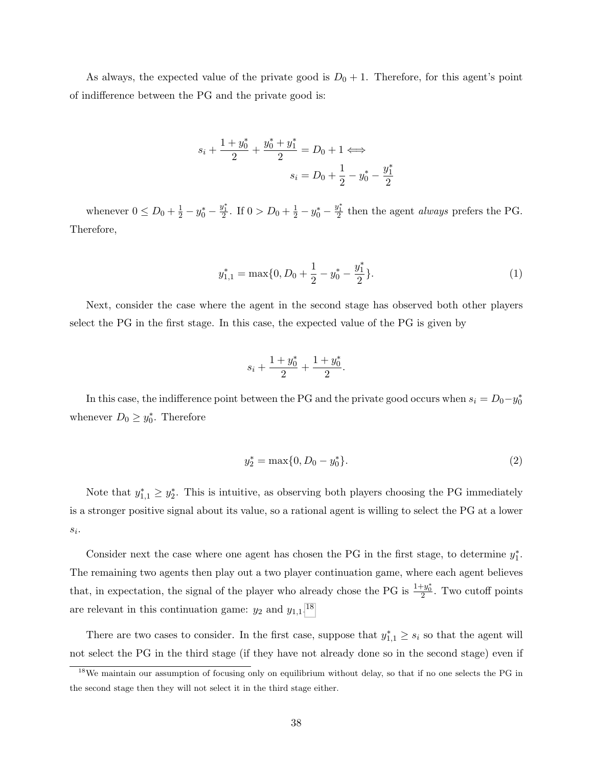As always, the expected value of the private good is $D_0 + 1$. Therefore, for this agent's point of indifference between the PG and the private good is:

$$s_i + \frac{1 + y_0^*}{2} + \frac{y_0^* + y_1^*}{2} = D_0 + 1 \iff$$
$$s_i = D_0 + \frac{1}{2} - y_0^* - \frac{y_1^*}{2}$$

whenever $0 \leq D_0 + \frac{1}{2} - y_0^* - \frac{y_1^*}{2}$. If $0 > D_0 + \frac{1}{2} - y_0^* - \frac{y_1^*}{2}$ then the agent *always* prefers the PG. Therefore,

$$y_{1,1}^* = \max\{0, D_0 + \frac{1}{2} - y_0^* - \frac{y_1^*}{2}\}. \tag{1}$$

Next, consider the case where the agent in the second stage has observed both other players select the PG in the first stage. In this case, the expected value of the PG is given by

$$s_i + \frac{1 + y_0^*}{2} + \frac{1 + y_0^*}{2}.$$

In this case, the indifference point between the PG and the private good occurs when $s_i = D_0 - y_0^*$ whenever $D_0 \geq y_0^*$. Therefore

$$y_2^* = \max\{0, D_0 - y_0^*\}. \tag{2}$$

Note that $y_{1,1}^* \geq y_2^*$. This is intuitive, as observing both players choosing the PG immediately is a stronger positive signal about its value, so a rational agent is willing to select the PG at a lower $s_i$.

Consider next the case where one agent has chosen the PG in the first stage, to determine $y_1^*$. The remaining two agents then play out a two player continuation game, where each agent believes that, in expectation, the signal of the player who already chose the PG is $\frac{1+y_0^*}{2}$. Two cutoff points are relevant in this continuation game: $y_2$ and $y_{1,1}$.[18]

There are two cases to consider. In the first case, suppose that $y_{1,1}^* \geq s_i$ so that the agent will not select the PG in the third stage (if they have not already done so in the second stage) even if

[18] We maintain our assumption of focusing only on equilibrium without delay, so that if no one selects the PG in the second stage then they will not select it in the third stage either.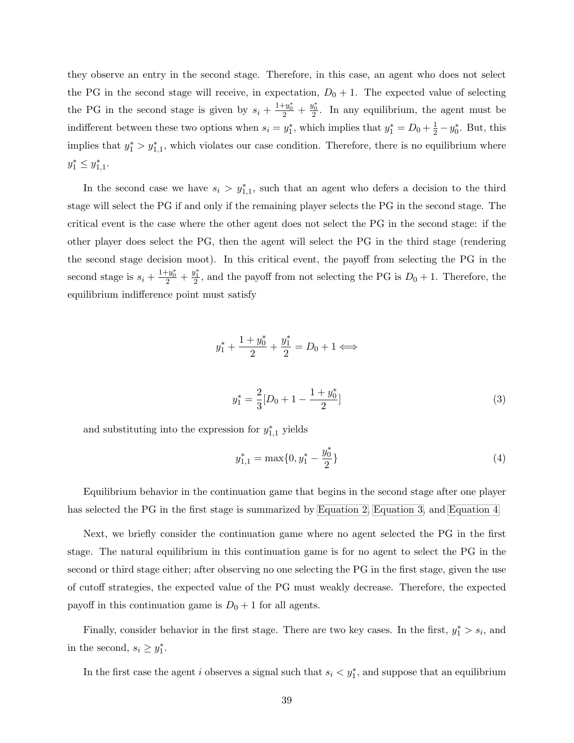they observe an entry in the second stage. Therefore, in this case, an agent who does not select the PG in the second stage will receive, in expectation, $D_0 + 1$. The expected value of selecting the PG in the second stage is given by $s_i + \frac{1+y_0^*}{2} + \frac{y_0^*}{2}$. In any equilibrium, the agent must be indifferent between these two options when $s_i = y_1^*$, which implies that $y_1^* = D_0 + \frac{1}{2} - y_0^*$. But, this implies that $y_1^* > y_{1,1}^*$, which violates our case condition. Therefore, there is no equilibrium where $y_1^* \leq y_{1,1}^*$.

In the second case we have $s_i > y_{1,1}^*$, such that an agent who defers a decision to the third stage will select the PG if and only if the remaining player selects the PG in the second stage. The critical event is the case where the other agent does not select the PG in the second stage: if the other player does select the PG, then the agent will select the PG in the third stage (rendering the second stage decision moot). In this critical event, the payoff from selecting the PG in the second stage is $s_i + \frac{1+y_0^*}{2} + \frac{y_1^*}{2}$, and the payoff from not selecting the PG is $D_0 + 1$. Therefore, the equilibrium indifference point must satisfy

$$y_1^* + \frac{1+y_0^*}{2} + \frac{y_1^*}{2} = D_0 + 1 \Longleftrightarrow$$

$$y_1^* = \frac{2}{3}[D_0 + 1 - \frac{1+y_0^*}{2}] \tag{3}$$

and substituting into the expression for $y_{1,1}^*$ yields

$$y_{1,1}^* = \max\{0, y_1^* - \frac{y_0^*}{2}\} \tag{4}$$

Equilibrium behavior in the continuation game that begins in the second stage after one player has selected the PG in the first stage is summarized by Equation 2, Equation 3, and Equation 4.

Next, we briefly consider the continuation game where no agent selected the PG in the first stage. The natural equilibrium in this continuation game is for no agent to select the PG in the second or third stage either; after observing no one selecting the PG in the first stage, given the use of cutoff strategies, the expected value of the PG must weakly decrease. Therefore, the expected payoff in this continuation game is $D_0 + 1$ for all agents.

Finally, consider behavior in the first stage. There are two key cases. In the first, $y_1^* > s_i$, and in the second, $s_i \geq y_1^*$.

In the first case the agent $i$ observes a signal such that $s_i < y_1^*$, and suppose that an equilibrium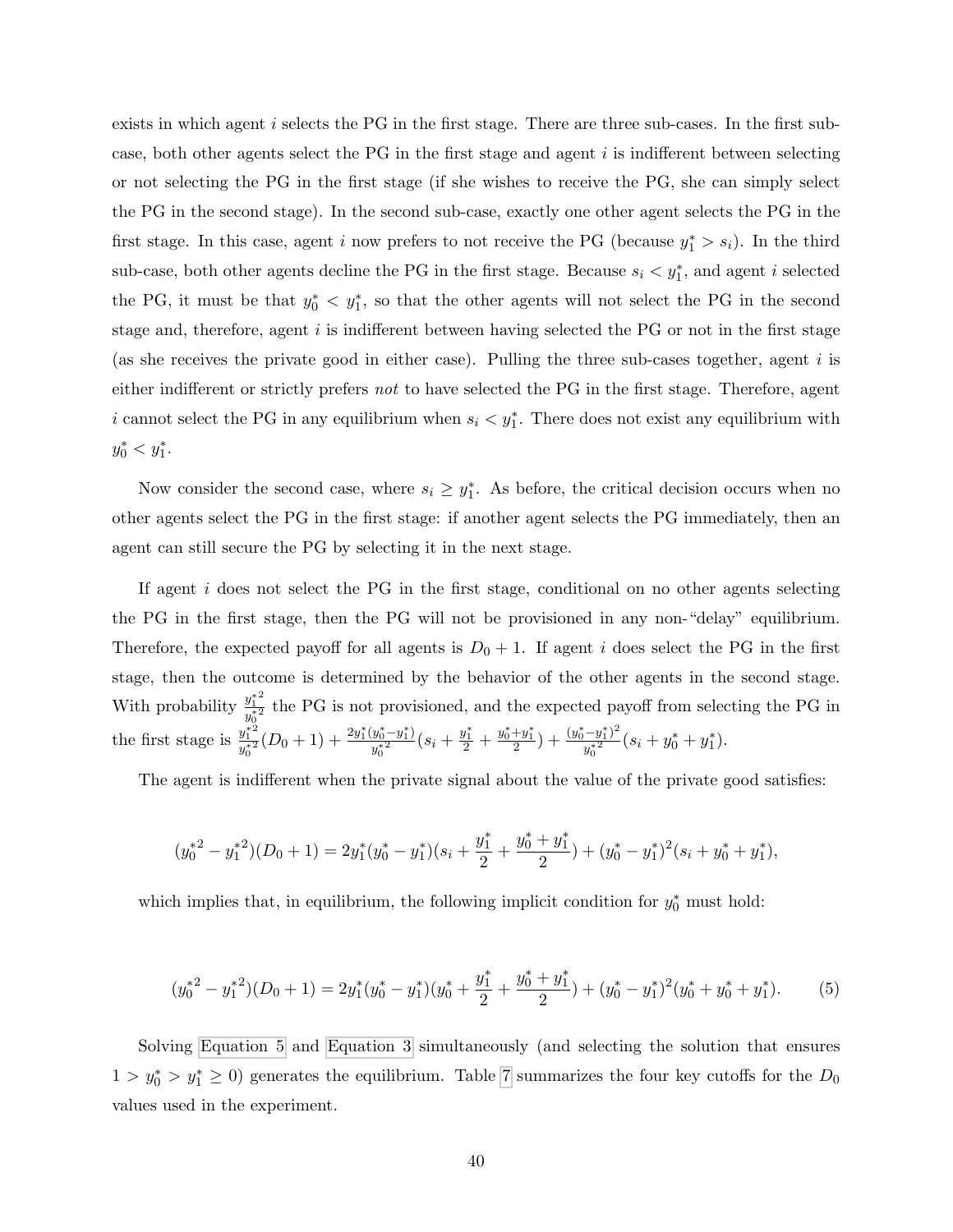exists in which agent $i$ selects the PG in the first stage. There are three sub-cases. In the first sub-case, both other agents select the PG in the first stage and agent $i$ is indifferent between selecting or not selecting the PG in the first stage (if she wishes to receive the PG, she can simply select the PG in the second stage). In the second sub-case, exactly one other agent selects the PG in the first stage. In this case, agent $i$ now prefers to not receive the PG (because $y_1^* > s_i$). In the third sub-case, both other agents decline the PG in the first stage. Because $s_i < y_1^*$, and agent $i$ selected the PG, it must be that $y_0^* < y_1^*$, so that the other agents will not select the PG in the second stage and, therefore, agent $i$ is indifferent between having selected the PG or not in the first stage (as she receives the private good in either case). Pulling the three sub-cases together, agent $i$ is either indifferent or strictly prefers *not* to have selected the PG in the first stage. Therefore, agent $i$ cannot select the PG in any equilibrium when $s_i < y_1^*$. There does not exist any equilibrium with $y_0^* < y_1^*$.

Now consider the second case, where $s_i \geq y_1^*$. As before, the critical decision occurs when no other agents select the PG in the first stage: if another agent selects the PG immediately, then an agent can still secure the PG by selecting it in the next stage.

If agent $i$ does not select the PG in the first stage, conditional on no other agents selecting the PG in the first stage, then the PG will not be provisioned in any non-"delay" equilibrium. Therefore, the expected payoff for all agents is $D_0 + 1$. If agent $i$ does select the PG in the first stage, then the outcome is determined by the behavior of the other agents in the second stage. With probability $\frac{y_1^{*2}}{y_0^{*2}}$ the PG is not provisioned, and the expected payoff from selecting the PG in the first stage is $\frac{y_1^{*2}}{y_0^{*2}}(D_0+1) + \frac{2y_1^*(y_0^*-y_1^*)}{y_0^{*2}}(s_i + \frac{y_1^*}{2} + \frac{y_0^*+y_1^*}{2}) + \frac{(y_0^*-y_1^*)^2}{y_0^{*2}}(s_i + y_0^* + y_1^*)$.

The agent is indifferent when the private signal about the value of the private good satisfies:

$$({y_0^*}^2 - {y_1^*}^2)(D_0 + 1) = 2y_1^*(y_0^* - y_1^*)(s_i + \frac{y_1^*}{2} + \frac{y_0^* + y_1^*}{2}) + (y_0^* - y_1^*)^2(s_i + y_0^* + y_1^*),$$

which implies that, in equilibrium, the following implicit condition for $y_0^*$ must hold:

$$({y_0^*}^2 - {y_1^*}^2)(D_0 + 1) = 2y_1^*(y_0^* - y_1^*)(y_0^* + \frac{y_1^*}{2} + \frac{y_0^* + y_1^*}{2}) + (y_0^* - y_1^*)^2(y_0^* + y_0^* + y_1^*). \tag{5}$$

Solving Equation 5 and Equation 3 simultaneously (and selecting the solution that ensures $1 > y_0^* > y_1^* \geq 0$) generates the equilibrium. Table 7 summarizes the four key cutoffs for the $D_0$ values used in the experiment.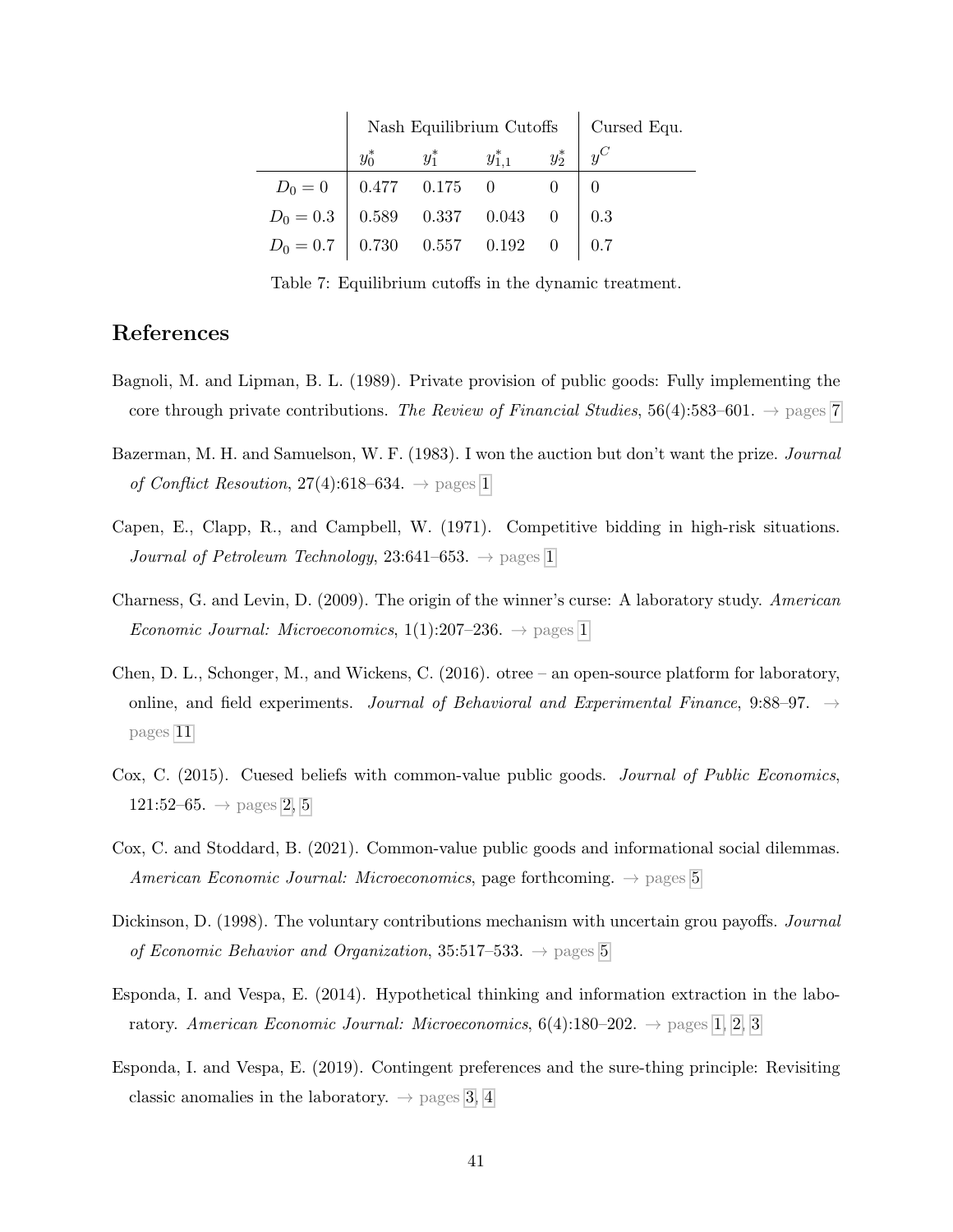| | Nash Equilibrium Cutoffs | | | | Cursed Equ. |
|---|---|---|---|---|---|
| | $y_0^*$ | $y_1^*$ | $y_{1,1}^*$ | $y_2^*$ | $y^C$ |
| $D_0 = 0$ | 0.477 | 0.175 | 0 | 0 | 0 |
| $D_0 = 0.3$ | 0.589 | 0.337 | 0.043 | 0 | 0.3 |
| $D_0 = 0.7$ | 0.730 | 0.557 | 0.192 | 0 | 0.7 |

Table 7: Equilibrium cutoffs in the dynamic treatment.

## References

Bagnoli, M. and Lipman, B. L. (1989). Private provision of public goods: Fully implementing the core through private contributions. *The Review of Financial Studies*, 56(4):583–601. → pages 7

Bazerman, M. H. and Samuelson, W. F. (1983). I won the auction but don't want the prize. *Journal of Conflict Resoution*, 27(4):618–634. → pages 1

Capen, E., Clapp, R., and Campbell, W. (1971). Competitive bidding in high-risk situations. *Journal of Petroleum Technology*, 23:641–653. → pages 1

Charness, G. and Levin, D. (2009). The origin of the winner's curse: A laboratory study. *American Economic Journal: Microeconomics*, 1(1):207–236. → pages 1

Chen, D. L., Schonger, M., and Wickens, C. (2016). otree – an open-source platform for laboratory, online, and field experiments. *Journal of Behavioral and Experimental Finance*, 9:88–97. → pages 11

Cox, C. (2015). Cuesed beliefs with common-value public goods. *Journal of Public Economics*, 121:52–65. → pages 2, 5

Cox, C. and Stoddard, B. (2021). Common-value public goods and informational social dilemmas. *American Economic Journal: Microeconomics*, page forthcoming. → pages 5

Dickinson, D. (1998). The voluntary contributions mechanism with uncertain grou payoffs. *Journal of Economic Behavior and Organization*, 35:517–533. → pages 5

Esponda, I. and Vespa, E. (2014). Hypothetical thinking and information extraction in the laboratory. *American Economic Journal: Microeconomics*, 6(4):180–202. → pages 1, 2, 3

Esponda, I. and Vespa, E. (2019). Contingent preferences and the sure-thing principle: Revisiting classic anomalies in the laboratory. → pages 3, 4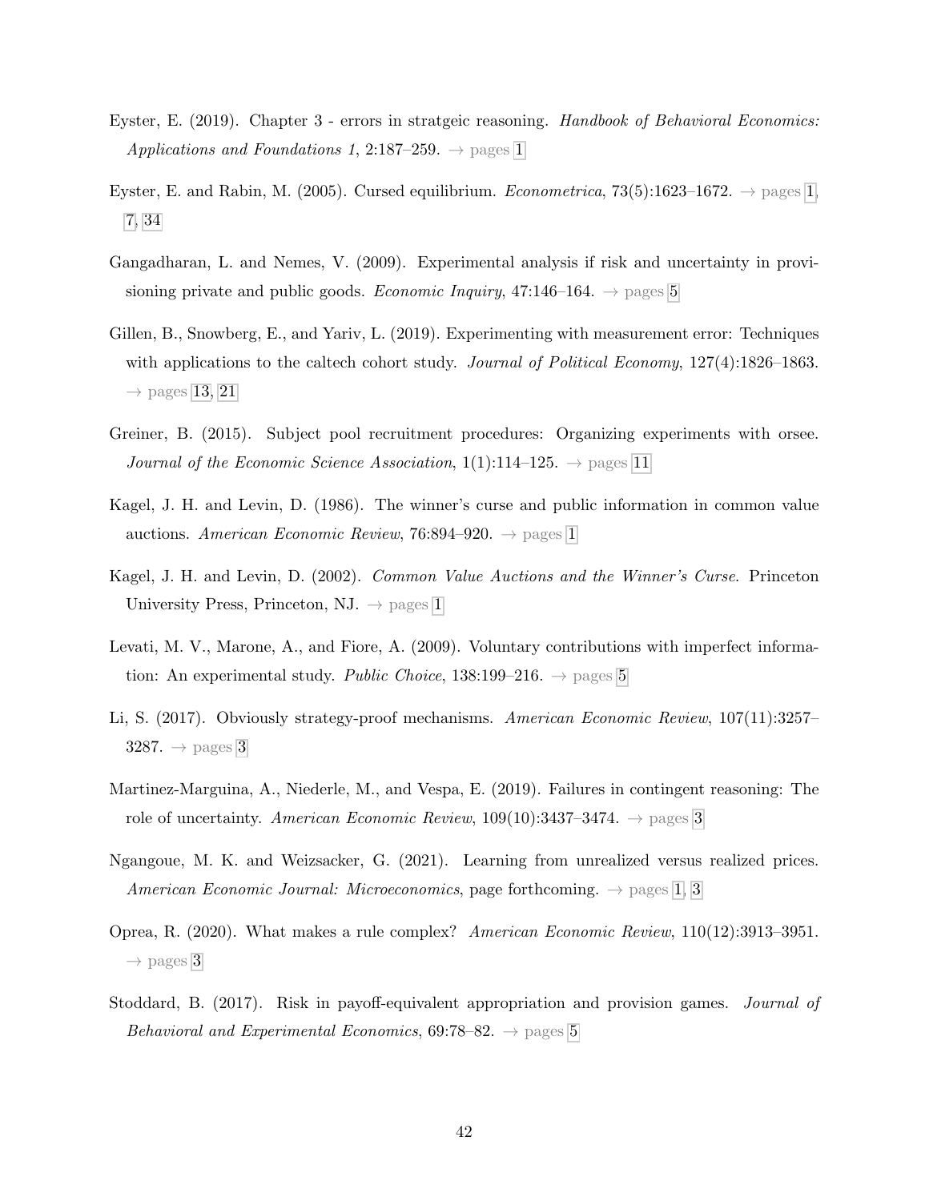Eyster, E. (2019). Chapter 3 - errors in stratgeic reasoning. *Handbook of Behavioral Economics: Applications and Foundations 1*, 2:187–259. → pages 1

Eyster, E. and Rabin, M. (2005). Cursed equilibrium. *Econometrica*, 73(5):1623–1672. → pages 1, 7, 34

Gangadharan, L. and Nemes, V. (2009). Experimental analysis if risk and uncertainty in provisioning private and public goods. *Economic Inquiry*, 47:146–164. → pages 5

Gillen, B., Snowberg, E., and Yariv, L. (2019). Experimenting with measurement error: Techniques with applications to the caltech cohort study. *Journal of Political Economy*, 127(4):1826–1863. → pages 13, 21

Greiner, B. (2015). Subject pool recruitment procedures: Organizing experiments with orsee. *Journal of the Economic Science Association*, 1(1):114–125. → pages 11

Kagel, J. H. and Levin, D. (1986). The winner's curse and public information in common value auctions. *American Economic Review*, 76:894–920. → pages 1

Kagel, J. H. and Levin, D. (2002). *Common Value Auctions and the Winner's Curse*. Princeton University Press, Princeton, NJ. → pages 1

Levati, M. V., Marone, A., and Fiore, A. (2009). Voluntary contributions with imperfect information: An experimental study. *Public Choice*, 138:199–216. → pages 5

Li, S. (2017). Obviously strategy-proof mechanisms. *American Economic Review*, 107(11):3257–3287. → pages 3

Martinez-Marguina, A., Niederle, M., and Vespa, E. (2019). Failures in contingent reasoning: The role of uncertainty. *American Economic Review*, 109(10):3437–3474. → pages 3

Ngangoue, M. K. and Weizsacker, G. (2021). Learning from unrealized versus realized prices. *American Economic Journal: Microeconomics*, page forthcoming. → pages 1, 3

Oprea, R. (2020). What makes a rule complex? *American Economic Review*, 110(12):3913–3951. → pages 3

Stoddard, B. (2017). Risk in payoff-equivalent appropriation and provision games. *Journal of Behavioral and Experimental Economics*, 69:78–82. → pages 5